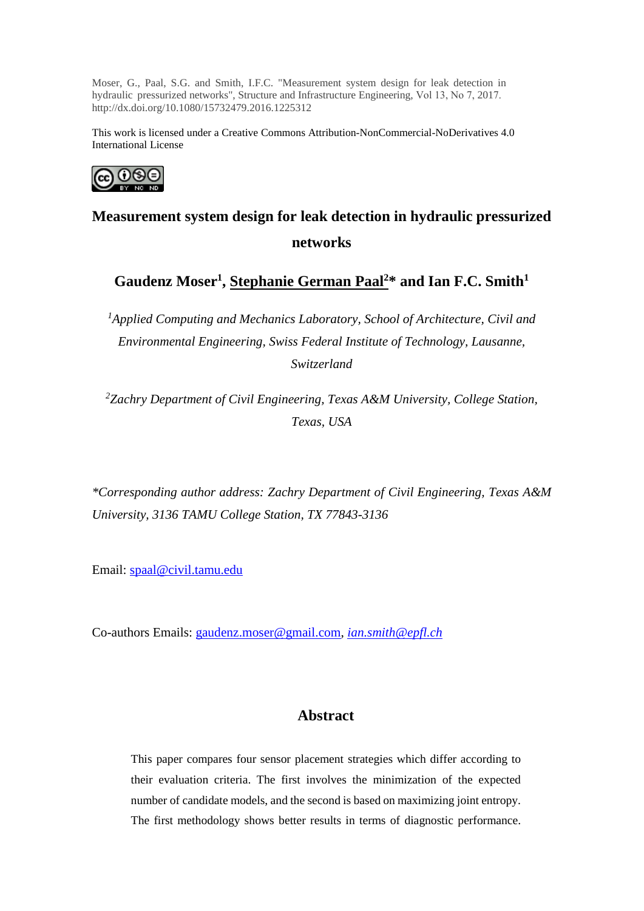Moser, G., Paal, S.G. and Smith, I.F.C. "Measurement system design for leak detection in hydraulic pressurized networks", Structure and Infrastructure Engineering, Vol 13, No 7, 2017. http://dx.doi.org/10.1080/15732479.2016.1225312

This work is licensed under a Creative Commons Attribution-NonCommercial-NoDerivatives 4.0 International License

# Measurement system design for leak detection in hydraulic pressurized networks

**Gaudenz Moser[1], Stephanie German Paal[2]* and Ian F.C. Smith[1]**

*[1]Applied Computing and Mechanics Laboratory, School of Architecture, Civil and Environmental Engineering, Swiss Federal Institute of Technology, Lausanne, Switzerland*

*[2]Zachry Department of Civil Engineering, Texas A&M University, College Station, Texas, USA*

*\*Corresponding author address: Zachry Department of Civil Engineering, Texas A&M University, 3136 TAMU College Station, TX 77843-3136*

Email: spaal@civil.tamu.edu

Co-authors Emails: gaudenz.moser@gmail.com, *ian.smith@epfl.ch*

## Abstract

This paper compares four sensor placement strategies which differ according to their evaluation criteria. The first involves the minimization of the expected number of candidate models, and the second is based on maximizing joint entropy. The first methodology shows better results in terms of diagnostic performance.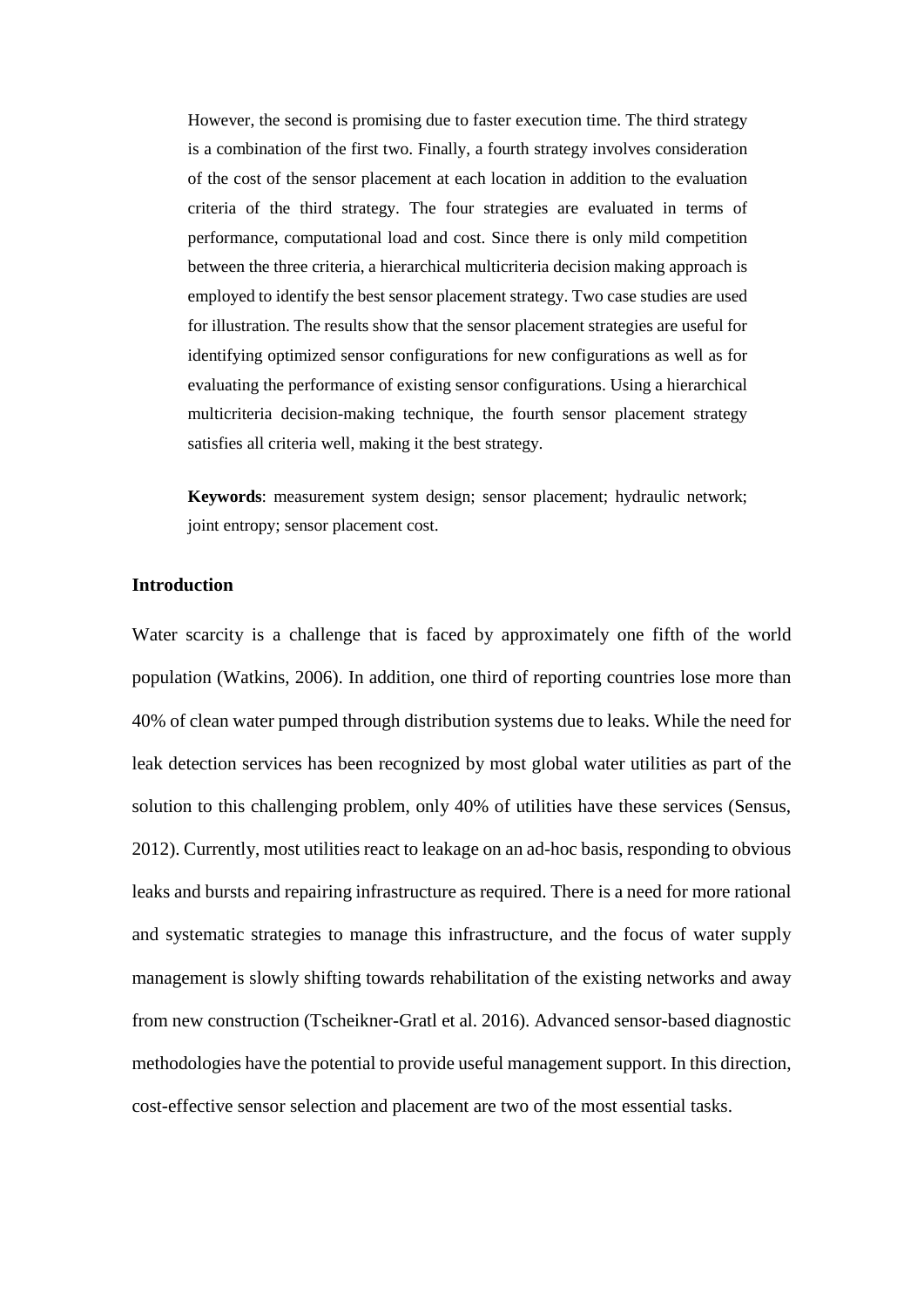However, the second is promising due to faster execution time. The third strategy is a combination of the first two. Finally, a fourth strategy involves consideration of the cost of the sensor placement at each location in addition to the evaluation criteria of the third strategy. The four strategies are evaluated in terms of performance, computational load and cost. Since there is only mild competition between the three criteria, a hierarchical multicriteria decision making approach is employed to identify the best sensor placement strategy. Two case studies are used for illustration. The results show that the sensor placement strategies are useful for identifying optimized sensor configurations for new configurations as well as for evaluating the performance of existing sensor configurations. Using a hierarchical multicriteria decision-making technique, the fourth sensor placement strategy satisfies all criteria well, making it the best strategy.

**Keywords**: measurement system design; sensor placement; hydraulic network; joint entropy; sensor placement cost.

## Introduction

Water scarcity is a challenge that is faced by approximately one fifth of the world population (Watkins, 2006). In addition, one third of reporting countries lose more than 40% of clean water pumped through distribution systems due to leaks. While the need for leak detection services has been recognized by most global water utilities as part of the solution to this challenging problem, only 40% of utilities have these services (Sensus, 2012). Currently, most utilities react to leakage on an ad-hoc basis, responding to obvious leaks and bursts and repairing infrastructure as required. There is a need for more rational and systematic strategies to manage this infrastructure, and the focus of water supply management is slowly shifting towards rehabilitation of the existing networks and away from new construction (Tscheikner-Gratl et al. 2016). Advanced sensor-based diagnostic methodologies have the potential to provide useful management support. In this direction, cost-effective sensor selection and placement are two of the most essential tasks.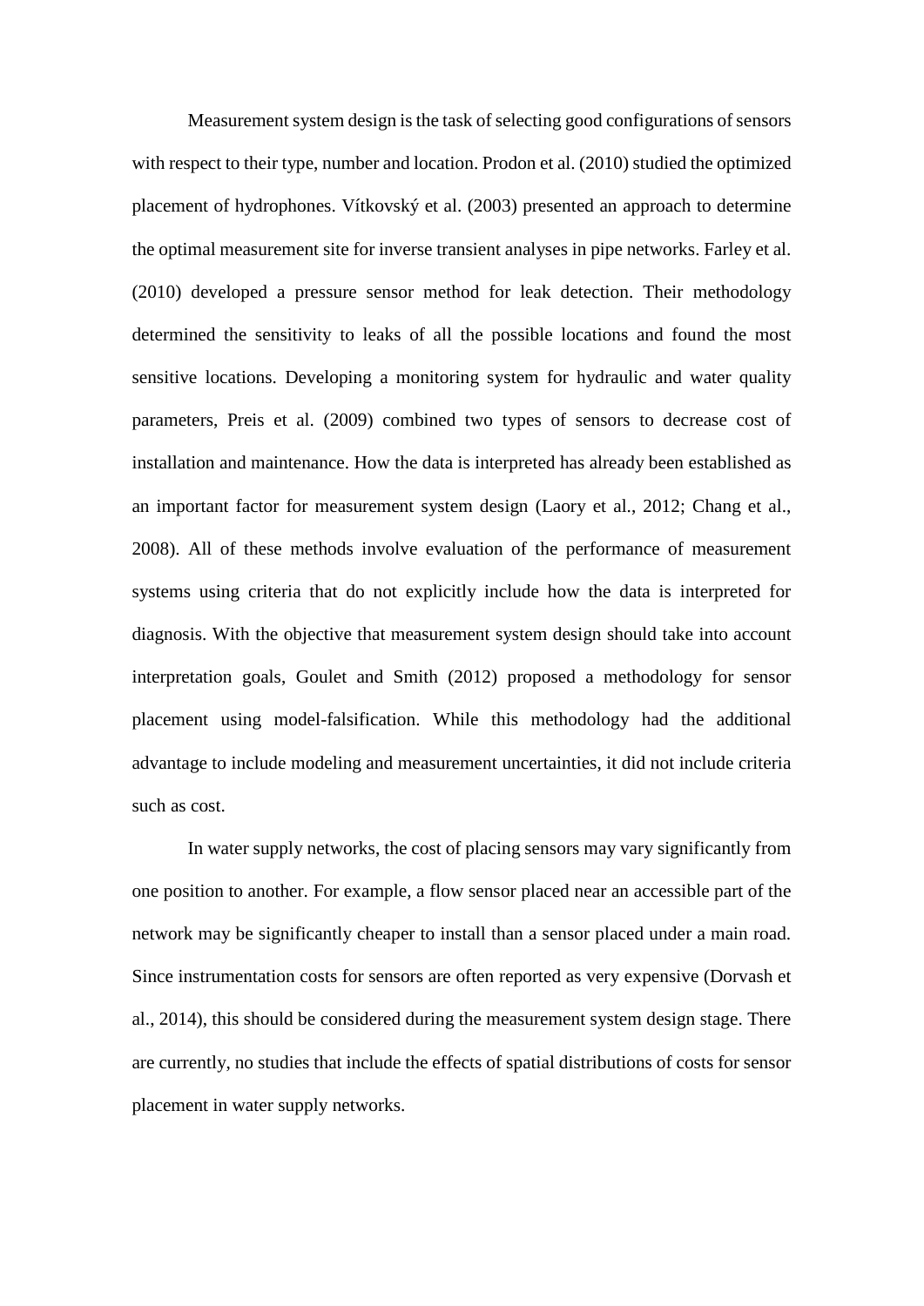Measurement system design is the task of selecting good configurations of sensors with respect to their type, number and location. Prodon et al. (2010) studied the optimized placement of hydrophones. Vítkovský et al. (2003) presented an approach to determine the optimal measurement site for inverse transient analyses in pipe networks. Farley et al. (2010) developed a pressure sensor method for leak detection. Their methodology determined the sensitivity to leaks of all the possible locations and found the most sensitive locations. Developing a monitoring system for hydraulic and water quality parameters, Preis et al. (2009) combined two types of sensors to decrease cost of installation and maintenance. How the data is interpreted has already been established as an important factor for measurement system design (Laory et al., 2012; Chang et al., 2008). All of these methods involve evaluation of the performance of measurement systems using criteria that do not explicitly include how the data is interpreted for diagnosis. With the objective that measurement system design should take into account interpretation goals, Goulet and Smith (2012) proposed a methodology for sensor placement using model-falsification. While this methodology had the additional advantage to include modeling and measurement uncertainties, it did not include criteria such as cost.

In water supply networks, the cost of placing sensors may vary significantly from one position to another. For example, a flow sensor placed near an accessible part of the network may be significantly cheaper to install than a sensor placed under a main road. Since instrumentation costs for sensors are often reported as very expensive (Dorvash et al., 2014), this should be considered during the measurement system design stage. There are currently, no studies that include the effects of spatial distributions of costs for sensor placement in water supply networks.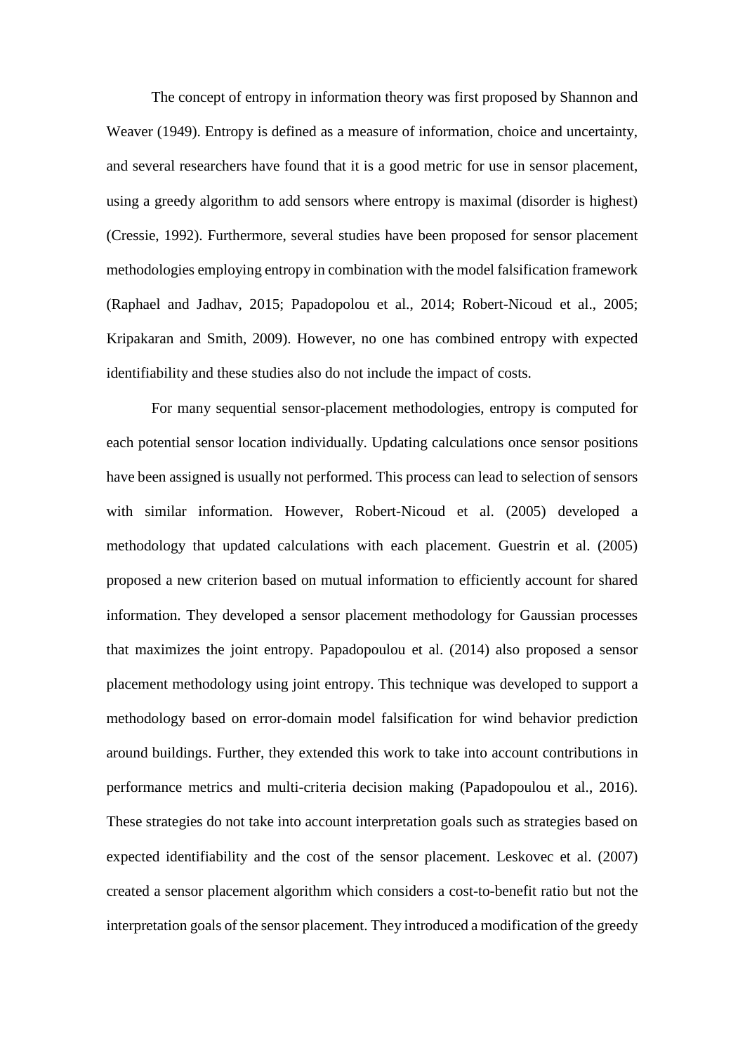The concept of entropy in information theory was first proposed by Shannon and Weaver (1949). Entropy is defined as a measure of information, choice and uncertainty, and several researchers have found that it is a good metric for use in sensor placement, using a greedy algorithm to add sensors where entropy is maximal (disorder is highest) (Cressie, 1992). Furthermore, several studies have been proposed for sensor placement methodologies employing entropy in combination with the model falsification framework (Raphael and Jadhav, 2015; Papadopolou et al., 2014; Robert-Nicoud et al., 2005; Kripakaran and Smith, 2009). However, no one has combined entropy with expected identifiability and these studies also do not include the impact of costs.

For many sequential sensor-placement methodologies, entropy is computed for each potential sensor location individually. Updating calculations once sensor positions have been assigned is usually not performed. This process can lead to selection of sensors with similar information. However, Robert-Nicoud et al. (2005) developed a methodology that updated calculations with each placement. Guestrin et al. (2005) proposed a new criterion based on mutual information to efficiently account for shared information. They developed a sensor placement methodology for Gaussian processes that maximizes the joint entropy. Papadopoulou et al. (2014) also proposed a sensor placement methodology using joint entropy. This technique was developed to support a methodology based on error-domain model falsification for wind behavior prediction around buildings. Further, they extended this work to take into account contributions in performance metrics and multi-criteria decision making (Papadopoulou et al., 2016). These strategies do not take into account interpretation goals such as strategies based on expected identifiability and the cost of the sensor placement. Leskovec et al. (2007) created a sensor placement algorithm which considers a cost-to-benefit ratio but not the interpretation goals of the sensor placement. They introduced a modification of the greedy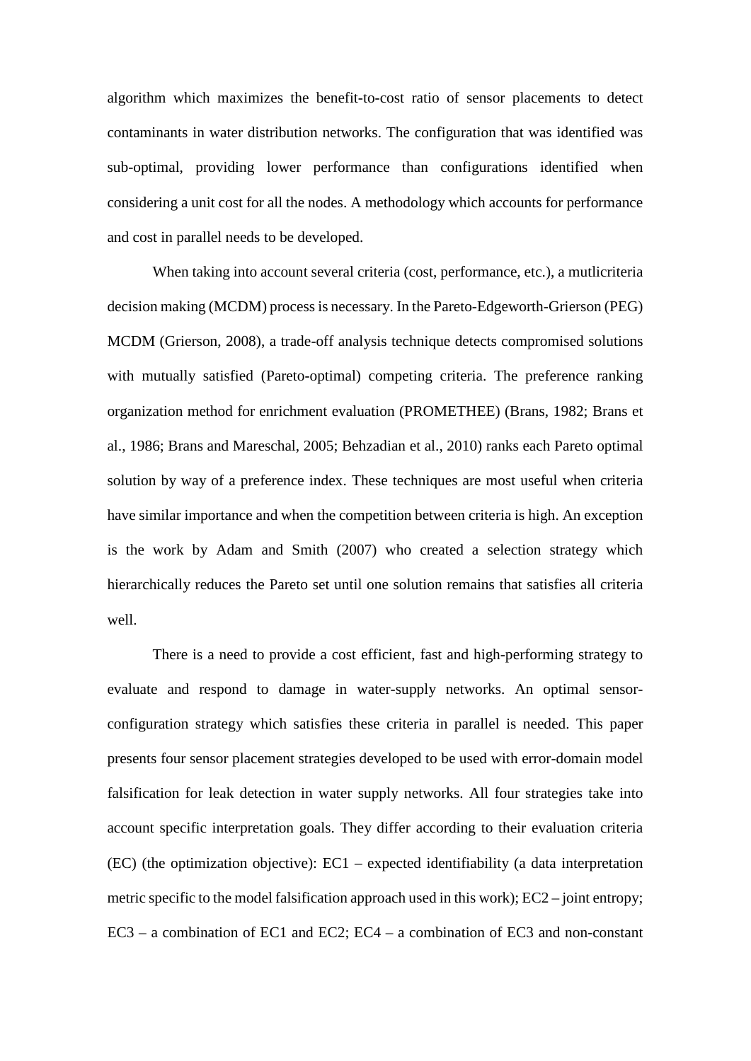algorithm which maximizes the benefit-to-cost ratio of sensor placements to detect contaminants in water distribution networks. The configuration that was identified was sub-optimal, providing lower performance than configurations identified when considering a unit cost for all the nodes. A methodology which accounts for performance and cost in parallel needs to be developed.

When taking into account several criteria (cost, performance, etc.), a mutlicriteria decision making (MCDM) process is necessary. In the Pareto-Edgeworth-Grierson (PEG) MCDM (Grierson, 2008), a trade-off analysis technique detects compromised solutions with mutually satisfied (Pareto-optimal) competing criteria. The preference ranking organization method for enrichment evaluation (PROMETHEE) (Brans, 1982; Brans et al., 1986; Brans and Mareschal, 2005; Behzadian et al., 2010) ranks each Pareto optimal solution by way of a preference index. These techniques are most useful when criteria have similar importance and when the competition between criteria is high. An exception is the work by Adam and Smith (2007) who created a selection strategy which hierarchically reduces the Pareto set until one solution remains that satisfies all criteria well.

There is a need to provide a cost efficient, fast and high-performing strategy to evaluate and respond to damage in water-supply networks. An optimal sensor-configuration strategy which satisfies these criteria in parallel is needed. This paper presents four sensor placement strategies developed to be used with error-domain model falsification for leak detection in water supply networks. All four strategies take into account specific interpretation goals. They differ according to their evaluation criteria (EC) (the optimization objective): EC1 – expected identifiability (a data interpretation metric specific to the model falsification approach used in this work); EC2 – joint entropy; EC3 – a combination of EC1 and EC2; EC4 – a combination of EC3 and non-constant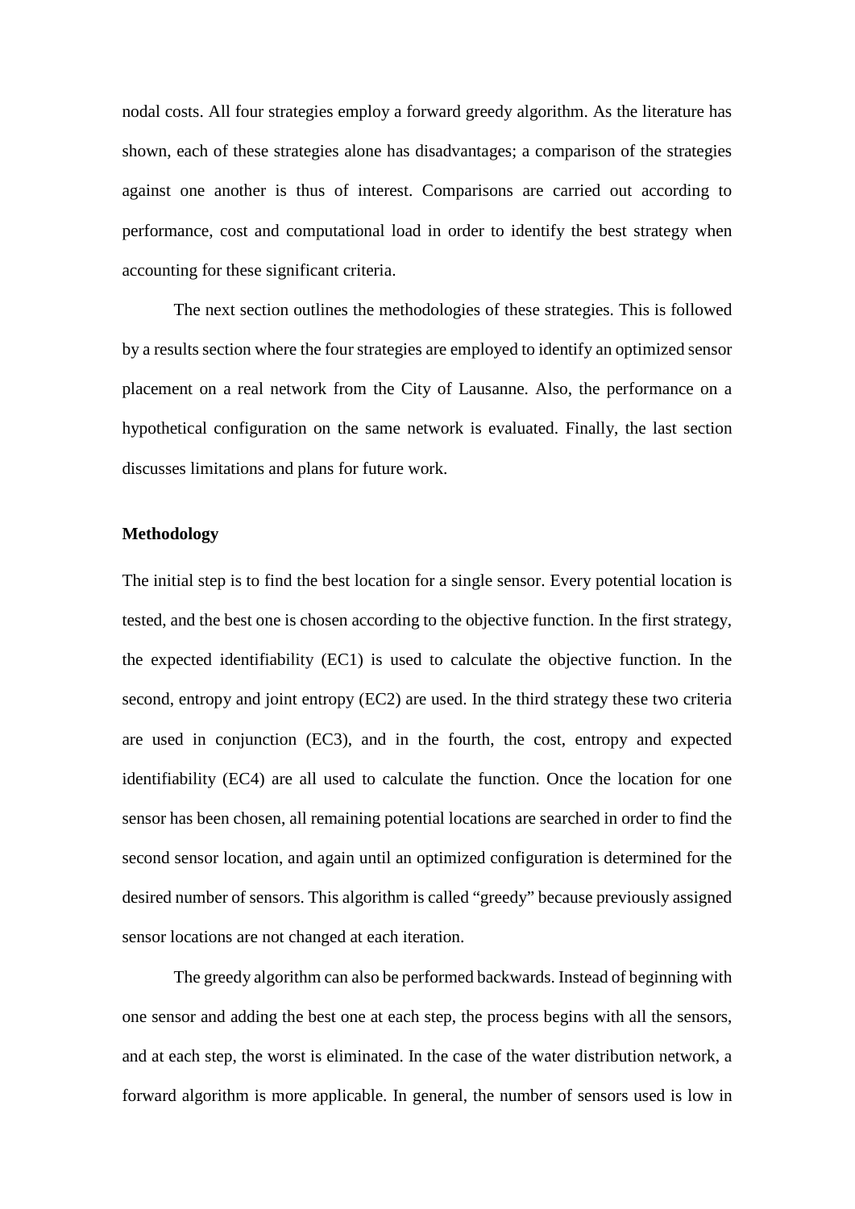nodal costs. All four strategies employ a forward greedy algorithm. As the literature has shown, each of these strategies alone has disadvantages; a comparison of the strategies against one another is thus of interest. Comparisons are carried out according to performance, cost and computational load in order to identify the best strategy when accounting for these significant criteria.

The next section outlines the methodologies of these strategies. This is followed by a results section where the four strategies are employed to identify an optimized sensor placement on a real network from the City of Lausanne. Also, the performance on a hypothetical configuration on the same network is evaluated. Finally, the last section discusses limitations and plans for future work.

## Methodology

The initial step is to find the best location for a single sensor. Every potential location is tested, and the best one is chosen according to the objective function. In the first strategy, the expected identifiability (EC1) is used to calculate the objective function. In the second, entropy and joint entropy (EC2) are used. In the third strategy these two criteria are used in conjunction (EC3), and in the fourth, the cost, entropy and expected identifiability (EC4) are all used to calculate the function. Once the location for one sensor has been chosen, all remaining potential locations are searched in order to find the second sensor location, and again until an optimized configuration is determined for the desired number of sensors. This algorithm is called "greedy" because previously assigned sensor locations are not changed at each iteration.

The greedy algorithm can also be performed backwards. Instead of beginning with one sensor and adding the best one at each step, the process begins with all the sensors, and at each step, the worst is eliminated. In the case of the water distribution network, a forward algorithm is more applicable. In general, the number of sensors used is low in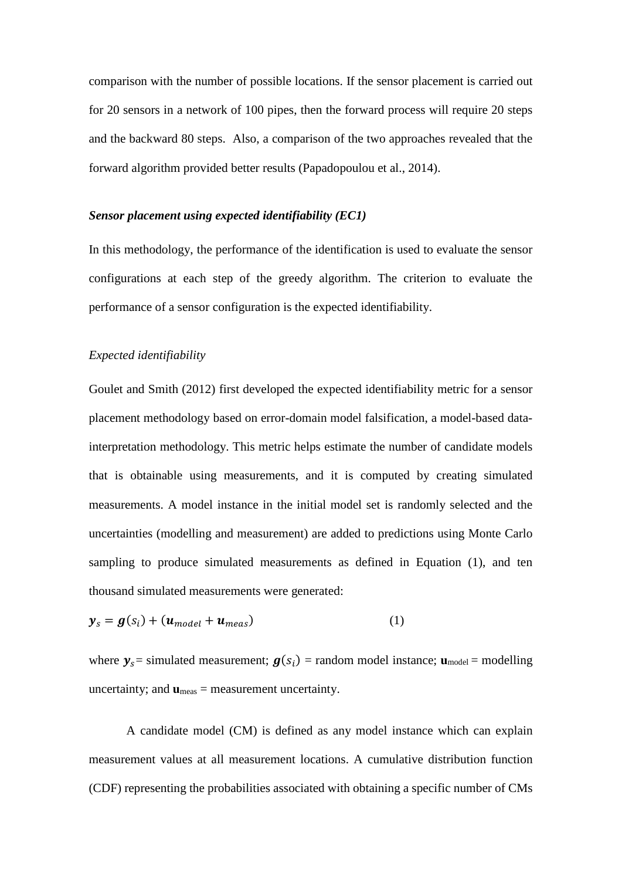comparison with the number of possible locations. If the sensor placement is carried out for 20 sensors in a network of 100 pipes, then the forward process will require 20 steps and the backward 80 steps. Also, a comparison of the two approaches revealed that the forward algorithm provided better results (Papadopoulou et al., 2014).

### *Sensor placement using expected identifiability (EC1)*

In this methodology, the performance of the identification is used to evaluate the sensor configurations at each step of the greedy algorithm. The criterion to evaluate the performance of a sensor configuration is the expected identifiability.

#### *Expected identifiability*

Goulet and Smith (2012) first developed the expected identifiability metric for a sensor placement methodology based on error-domain model falsification, a model-based data-interpretation methodology. This metric helps estimate the number of candidate models that is obtainable using measurements, and it is computed by creating simulated measurements. A model instance in the initial model set is randomly selected and the uncertainties (modelling and measurement) are added to predictions using Monte Carlo sampling to produce simulated measurements as defined in Equation (1), and ten thousand simulated measurements were generated:

$$\boldsymbol{y}_s = \boldsymbol{g}(s_i) + (\boldsymbol{u}_{model} + \boldsymbol{u}_{meas}) \quad (1)$$

where $\boldsymbol{y}_s$ = simulated measurement; $\boldsymbol{g}(s_i)$ = random model instance; $\mathbf{u}_{model}$ = modelling uncertainty; and $\mathbf{u}_{meas}$ = measurement uncertainty.

A candidate model (CM) is defined as any model instance which can explain measurement values at all measurement locations. A cumulative distribution function (CDF) representing the probabilities associated with obtaining a specific number of CMs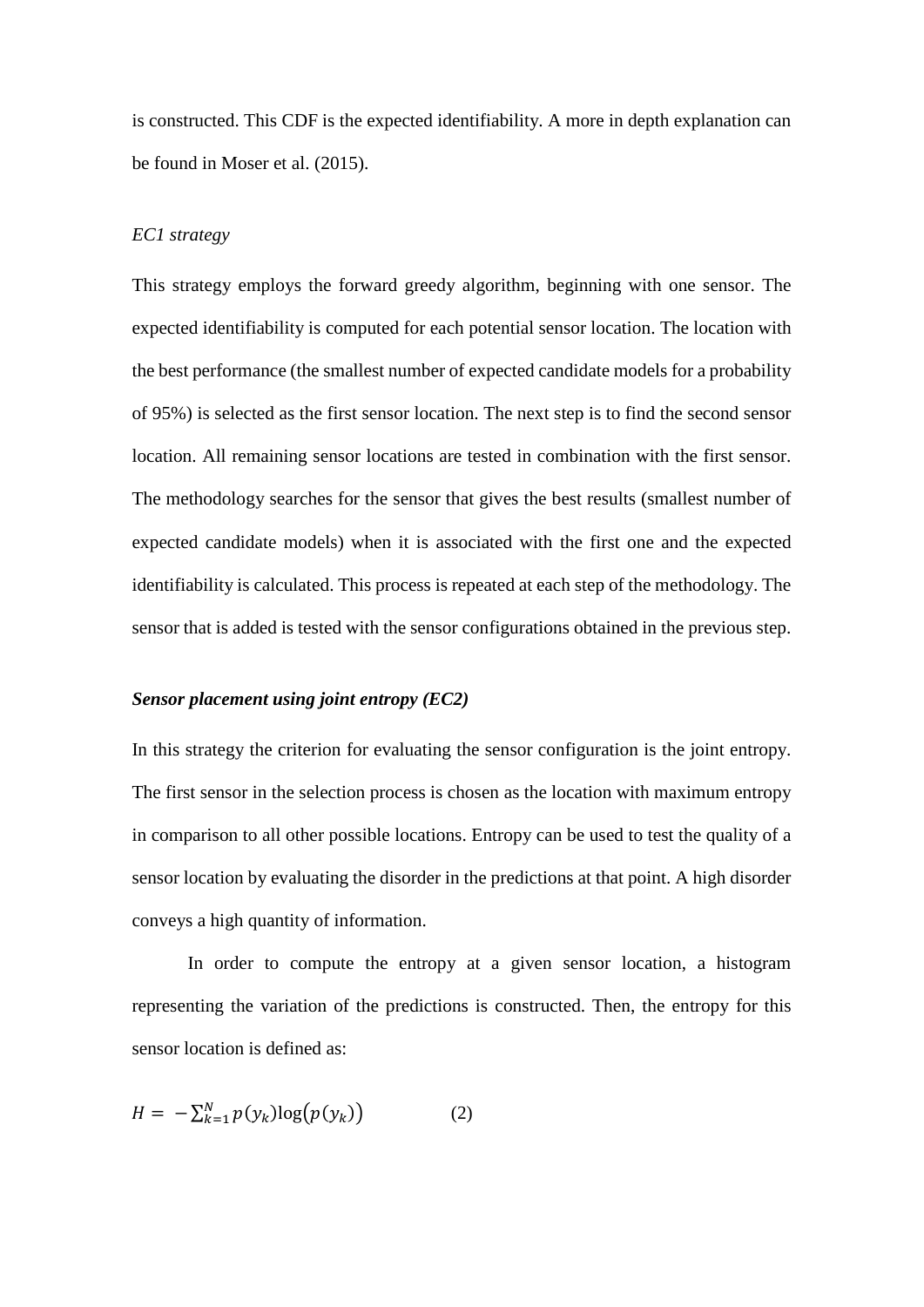is constructed. This CDF is the expected identifiability. A more in depth explanation can be found in Moser et al. (2015).

*EC1 strategy*

This strategy employs the forward greedy algorithm, beginning with one sensor. The expected identifiability is computed for each potential sensor location. The location with the best performance (the smallest number of expected candidate models for a probability of 95%) is selected as the first sensor location. The next step is to find the second sensor location. All remaining sensor locations are tested in combination with the first sensor. The methodology searches for the sensor that gives the best results (smallest number of expected candidate models) when it is associated with the first one and the expected identifiability is calculated. This process is repeated at each step of the methodology. The sensor that is added is tested with the sensor configurations obtained in the previous step.

***Sensor placement using joint entropy (EC2)***

In this strategy the criterion for evaluating the sensor configuration is the joint entropy. The first sensor in the selection process is chosen as the location with maximum entropy in comparison to all other possible locations. Entropy can be used to test the quality of a sensor location by evaluating the disorder in the predictions at that point. A high disorder conveys a high quantity of information.

In order to compute the entropy at a given sensor location, a histogram representing the variation of the predictions is constructed. Then, the entropy for this sensor location is defined as:

$$H = -\sum_{k=1}^{N} p(y_k)\log\big(p(y_k)\big) \qquad (2)$$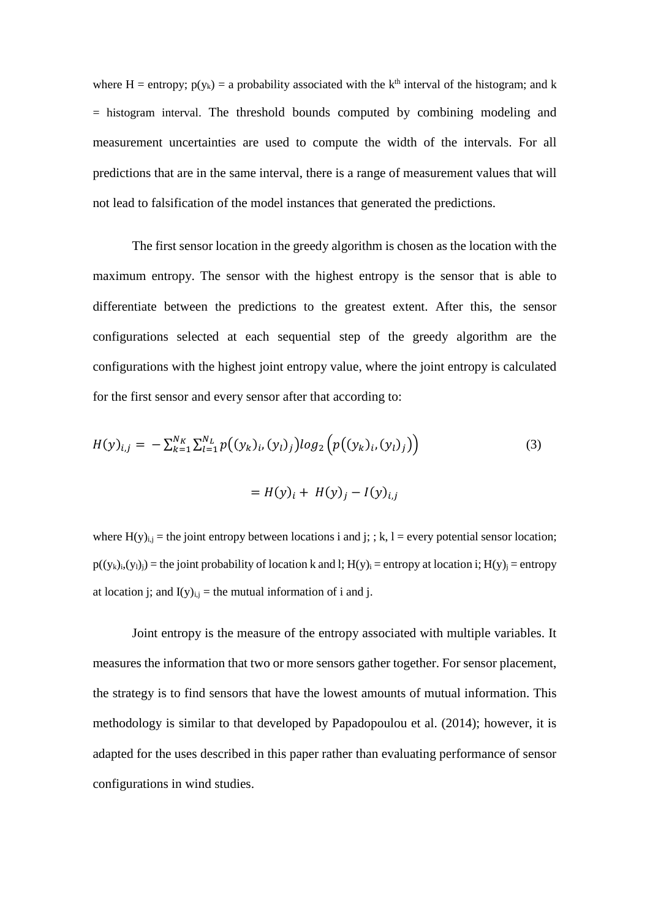where H = entropy; $p(y_k)$ = a probability associated with the $k^{th}$ interval of the histogram; and k = histogram interval. The threshold bounds computed by combining modeling and measurement uncertainties are used to compute the width of the intervals. For all predictions that are in the same interval, there is a range of measurement values that will not lead to falsification of the model instances that generated the predictions.

The first sensor location in the greedy algorithm is chosen as the location with the maximum entropy. The sensor with the highest entropy is the sensor that is able to differentiate between the predictions to the greatest extent. After this, the sensor configurations selected at each sequential step of the greedy algorithm are the configurations with the highest joint entropy value, where the joint entropy is calculated for the first sensor and every sensor after that according to:

$$H(y)_{i,j} = -\sum_{k=1}^{N_K}\sum_{l=1}^{N_L} p\left((y_k)_i, (y_l)_j\right) log_2\left(p\left((y_k)_i, (y_l)_j\right)\right) \tag{3}$$

$$= H(y)_i + H(y)_j - I(y)_{i,j}$$

where $H(y)_{i,j}$ = the joint entropy between locations i and j; ; k, l = every potential sensor location; $p((y_k)_i,(y_l)_j)$ = the joint probability of location k and l; $H(y)_i$ = entropy at location i; $H(y)_j$ = entropy at location j; and $I(y)_{i,j}$ = the mutual information of i and j.

Joint entropy is the measure of the entropy associated with multiple variables. It measures the information that two or more sensors gather together. For sensor placement, the strategy is to find sensors that have the lowest amounts of mutual information. This methodology is similar to that developed by Papadopoulou et al. (2014); however, it is adapted for the uses described in this paper rather than evaluating performance of sensor configurations in wind studies.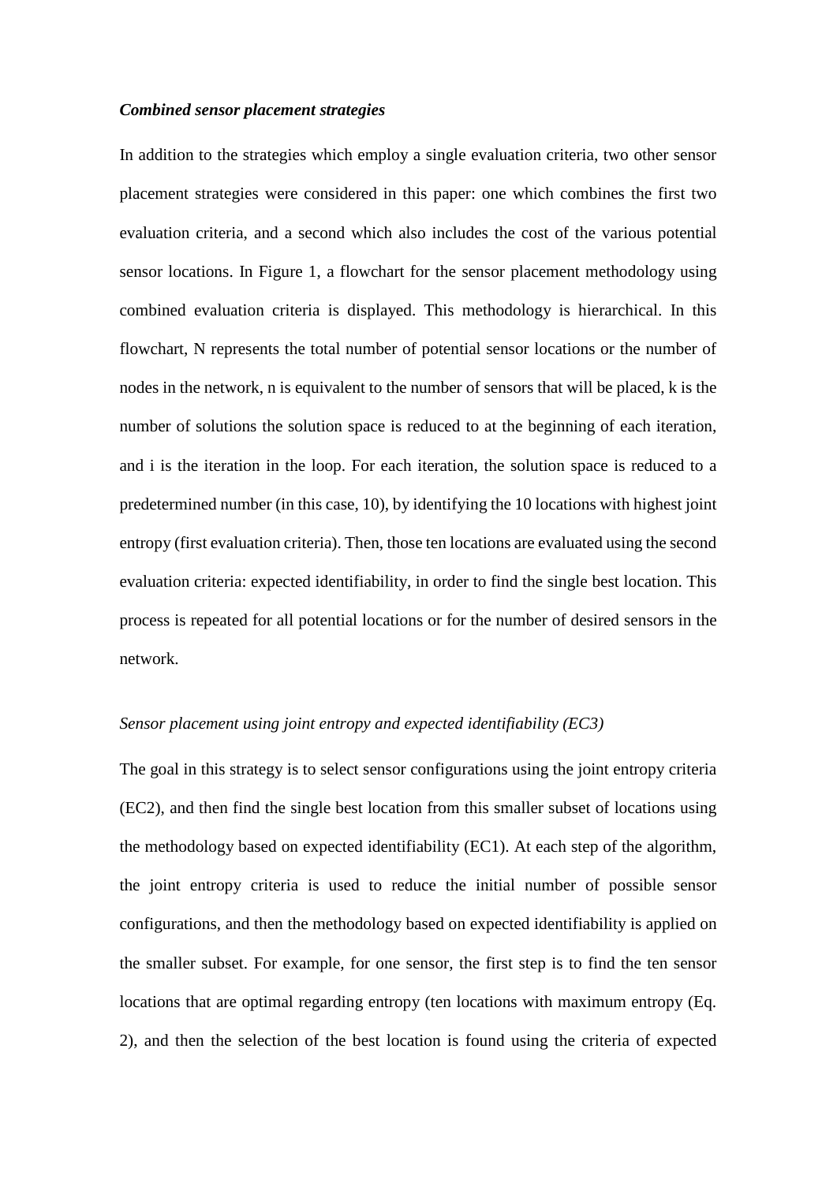***Combined sensor placement strategies***

In addition to the strategies which employ a single evaluation criteria, two other sensor placement strategies were considered in this paper: one which combines the first two evaluation criteria, and a second which also includes the cost of the various potential sensor locations. In Figure 1, a flowchart for the sensor placement methodology using combined evaluation criteria is displayed. This methodology is hierarchical. In this flowchart, N represents the total number of potential sensor locations or the number of nodes in the network, n is equivalent to the number of sensors that will be placed, k is the number of solutions the solution space is reduced to at the beginning of each iteration, and i is the iteration in the loop. For each iteration, the solution space is reduced to a predetermined number (in this case, 10), by identifying the 10 locations with highest joint entropy (first evaluation criteria). Then, those ten locations are evaluated using the second evaluation criteria: expected identifiability, in order to find the single best location. This process is repeated for all potential locations or for the number of desired sensors in the network.

*Sensor placement using joint entropy and expected identifiability (EC3)*

The goal in this strategy is to select sensor configurations using the joint entropy criteria (EC2), and then find the single best location from this smaller subset of locations using the methodology based on expected identifiability (EC1). At each step of the algorithm, the joint entropy criteria is used to reduce the initial number of possible sensor configurations, and then the methodology based on expected identifiability is applied on the smaller subset. For example, for one sensor, the first step is to find the ten sensor locations that are optimal regarding entropy (ten locations with maximum entropy (Eq. 2), and then the selection of the best location is found using the criteria of expected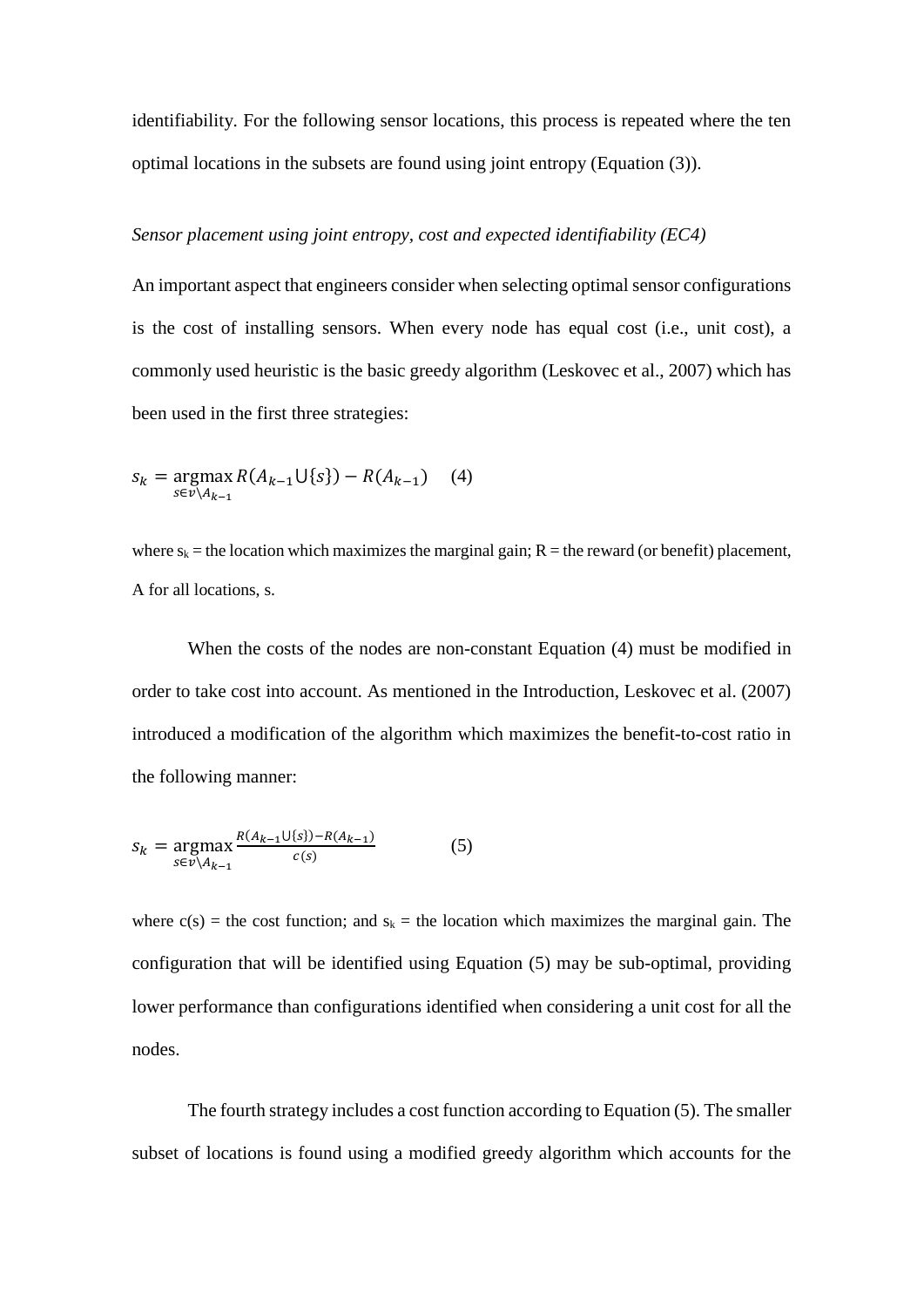identifiability. For the following sensor locations, this process is repeated where the ten optimal locations in the subsets are found using joint entropy (Equation (3)).

*Sensor placement using joint entropy, cost and expected identifiability (EC4)*

An important aspect that engineers consider when selecting optimal sensor configurations is the cost of installing sensors. When every node has equal cost (i.e., unit cost), a commonly used heuristic is the basic greedy algorithm (Leskovec et al., 2007) which has been used in the first three strategies:

$$s_k = \underset{s \in v \setminus A_{k-1}}{\operatorname{argmax}} R(A_{k-1} \cup \{s\}) - R(A_{k-1}) \quad (4)$$

where $s_k$ = the location which maximizes the marginal gain; R = the reward (or benefit) placement, A for all locations, s.

When the costs of the nodes are non-constant Equation (4) must be modified in order to take cost into account. As mentioned in the Introduction, Leskovec et al. (2007) introduced a modification of the algorithm which maximizes the benefit-to-cost ratio in the following manner:

$$s_k = \underset{s \in v \setminus A_{k-1}}{\operatorname{argmax}} \frac{R(A_{k-1} \cup \{s\}) - R(A_{k-1})}{c(s)} \quad (5)$$

where c(s) = the cost function; and $s_k$ = the location which maximizes the marginal gain. The configuration that will be identified using Equation (5) may be sub-optimal, providing lower performance than configurations identified when considering a unit cost for all the nodes.

The fourth strategy includes a cost function according to Equation (5). The smaller subset of locations is found using a modified greedy algorithm which accounts for the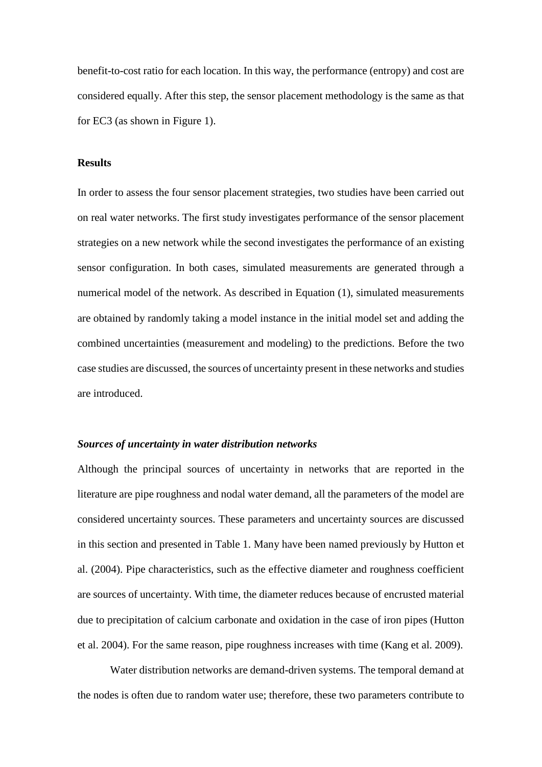benefit-to-cost ratio for each location. In this way, the performance (entropy) and cost are considered equally. After this step, the sensor placement methodology is the same as that for EC3 (as shown in Figure 1).

## Results

In order to assess the four sensor placement strategies, two studies have been carried out on real water networks. The first study investigates performance of the sensor placement strategies on a new network while the second investigates the performance of an existing sensor configuration. In both cases, simulated measurements are generated through a numerical model of the network. As described in Equation (1), simulated measurements are obtained by randomly taking a model instance in the initial model set and adding the combined uncertainties (measurement and modeling) to the predictions. Before the two case studies are discussed, the sources of uncertainty present in these networks and studies are introduced.

### *Sources of uncertainty in water distribution networks*

Although the principal sources of uncertainty in networks that are reported in the literature are pipe roughness and nodal water demand, all the parameters of the model are considered uncertainty sources. These parameters and uncertainty sources are discussed in this section and presented in Table 1. Many have been named previously by Hutton et al. (2004). Pipe characteristics, such as the effective diameter and roughness coefficient are sources of uncertainty. With time, the diameter reduces because of encrusted material due to precipitation of calcium carbonate and oxidation in the case of iron pipes (Hutton et al. 2004). For the same reason, pipe roughness increases with time (Kang et al. 2009).

Water distribution networks are demand-driven systems. The temporal demand at the nodes is often due to random water use; therefore, these two parameters contribute to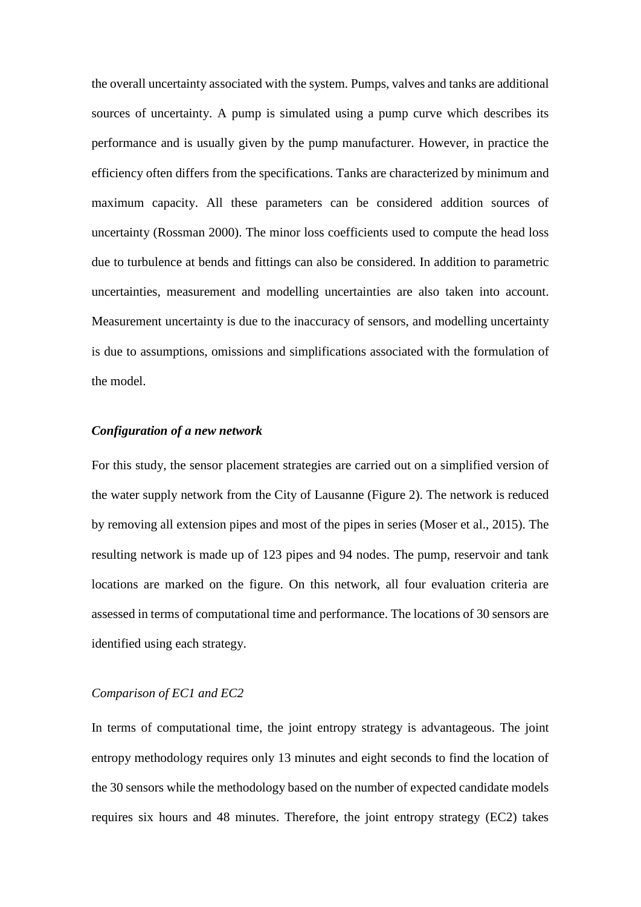the overall uncertainty associated with the system. Pumps, valves and tanks are additional sources of uncertainty. A pump is simulated using a pump curve which describes its performance and is usually given by the pump manufacturer. However, in practice the efficiency often differs from the specifications. Tanks are characterized by minimum and maximum capacity. All these parameters can be considered addition sources of uncertainty (Rossman 2000). The minor loss coefficients used to compute the head loss due to turbulence at bends and fittings can also be considered. In addition to parametric uncertainties, measurement and modelling uncertainties are also taken into account. Measurement uncertainty is due to the inaccuracy of sensors, and modelling uncertainty is due to assumptions, omissions and simplifications associated with the formulation of the model.

### ***Configuration of a new network***

For this study, the sensor placement strategies are carried out on a simplified version of the water supply network from the City of Lausanne (Figure 2). The network is reduced by removing all extension pipes and most of the pipes in series (Moser et al., 2015). The resulting network is made up of 123 pipes and 94 nodes. The pump, reservoir and tank locations are marked on the figure. On this network, all four evaluation criteria are assessed in terms of computational time and performance. The locations of 30 sensors are identified using each strategy.

#### *Comparison of EC1 and EC2*

In terms of computational time, the joint entropy strategy is advantageous. The joint entropy methodology requires only 13 minutes and eight seconds to find the location of the 30 sensors while the methodology based on the number of expected candidate models requires six hours and 48 minutes. Therefore, the joint entropy strategy (EC2) takes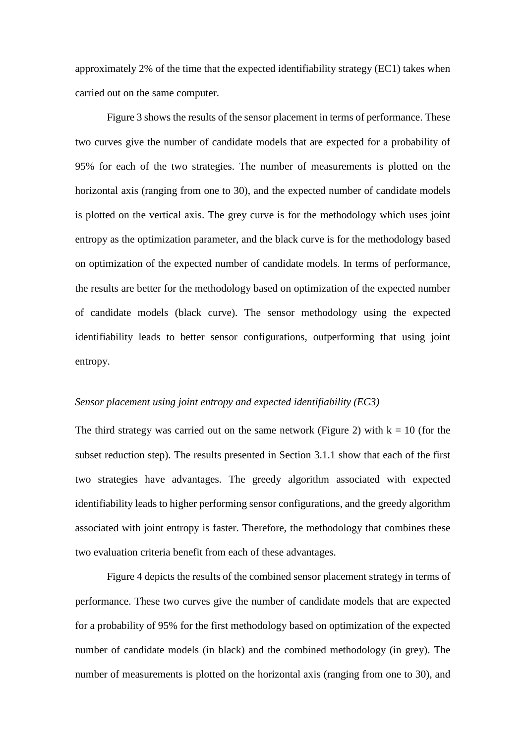approximately 2% of the time that the expected identifiability strategy (EC1) takes when carried out on the same computer.

Figure 3 shows the results of the sensor placement in terms of performance. These two curves give the number of candidate models that are expected for a probability of 95% for each of the two strategies. The number of measurements is plotted on the horizontal axis (ranging from one to 30), and the expected number of candidate models is plotted on the vertical axis. The grey curve is for the methodology which uses joint entropy as the optimization parameter, and the black curve is for the methodology based on optimization of the expected number of candidate models. In terms of performance, the results are better for the methodology based on optimization of the expected number of candidate models (black curve). The sensor methodology using the expected identifiability leads to better sensor configurations, outperforming that using joint entropy.

*Sensor placement using joint entropy and expected identifiability (EC3)*

The third strategy was carried out on the same network (Figure 2) with k = 10 (for the subset reduction step). The results presented in Section 3.1.1 show that each of the first two strategies have advantages. The greedy algorithm associated with expected identifiability leads to higher performing sensor configurations, and the greedy algorithm associated with joint entropy is faster. Therefore, the methodology that combines these two evaluation criteria benefit from each of these advantages.

Figure 4 depicts the results of the combined sensor placement strategy in terms of performance. These two curves give the number of candidate models that are expected for a probability of 95% for the first methodology based on optimization of the expected number of candidate models (in black) and the combined methodology (in grey). The number of measurements is plotted on the horizontal axis (ranging from one to 30), and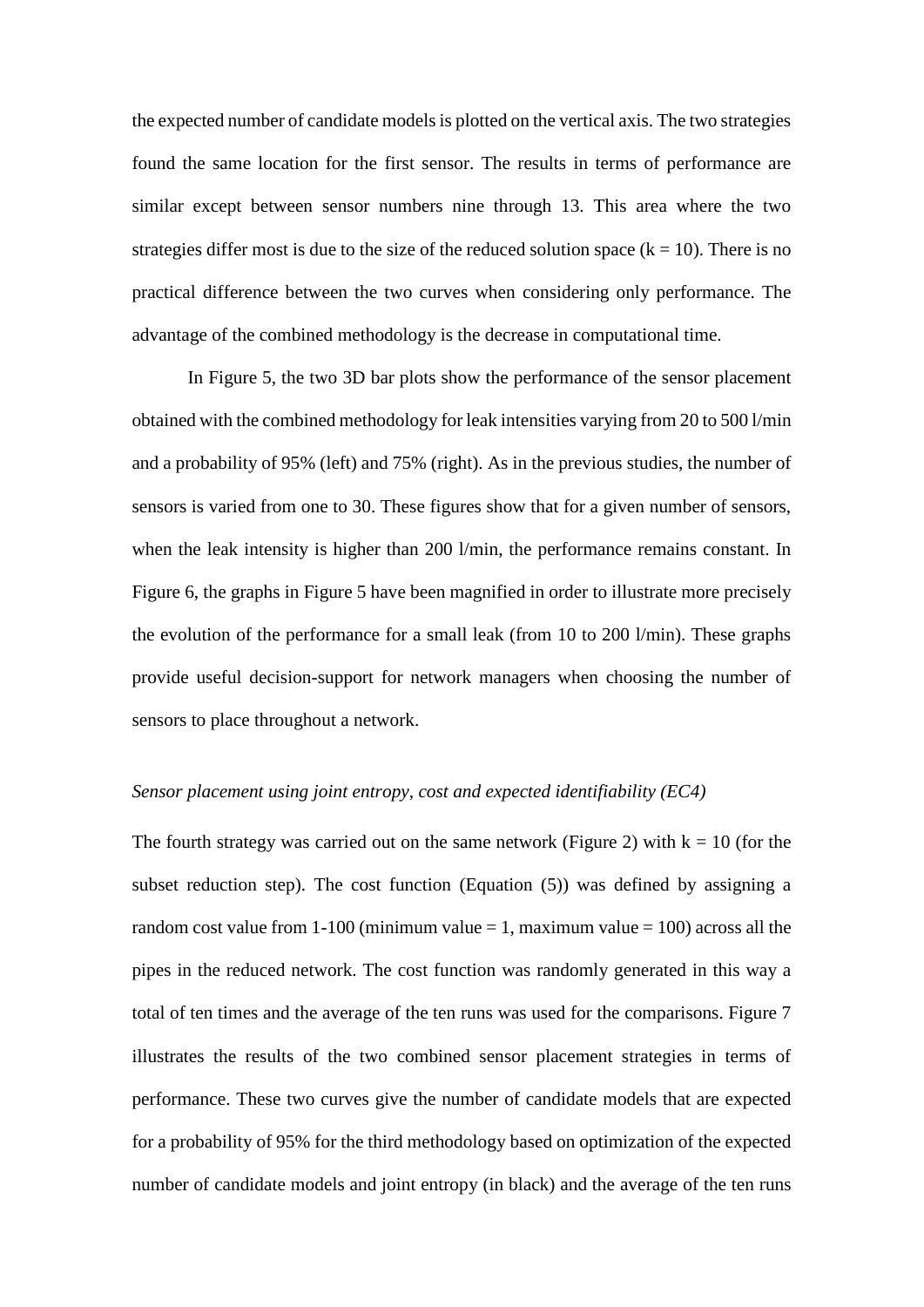the expected number of candidate models is plotted on the vertical axis. The two strategies found the same location for the first sensor. The results in terms of performance are similar except between sensor numbers nine through 13. This area where the two strategies differ most is due to the size of the reduced solution space ($k = 10$). There is no practical difference between the two curves when considering only performance. The advantage of the combined methodology is the decrease in computational time.

In Figure 5, the two 3D bar plots show the performance of the sensor placement obtained with the combined methodology for leak intensities varying from 20 to 500 l/min and a probability of 95% (left) and 75% (right). As in the previous studies, the number of sensors is varied from one to 30. These figures show that for a given number of sensors, when the leak intensity is higher than 200 l/min, the performance remains constant. In Figure 6, the graphs in Figure 5 have been magnified in order to illustrate more precisely the evolution of the performance for a small leak (from 10 to 200 l/min). These graphs provide useful decision-support for network managers when choosing the number of sensors to place throughout a network.

*Sensor placement using joint entropy, cost and expected identifiability (EC4)*

The fourth strategy was carried out on the same network (Figure 2) with $k = 10$ (for the subset reduction step). The cost function (Equation (5)) was defined by assigning a random cost value from 1-100 (minimum value = 1, maximum value = 100) across all the pipes in the reduced network. The cost function was randomly generated in this way a total of ten times and the average of the ten runs was used for the comparisons. Figure 7 illustrates the results of the two combined sensor placement strategies in terms of performance. These two curves give the number of candidate models that are expected for a probability of 95% for the third methodology based on optimization of the expected number of candidate models and joint entropy (in black) and the average of the ten runs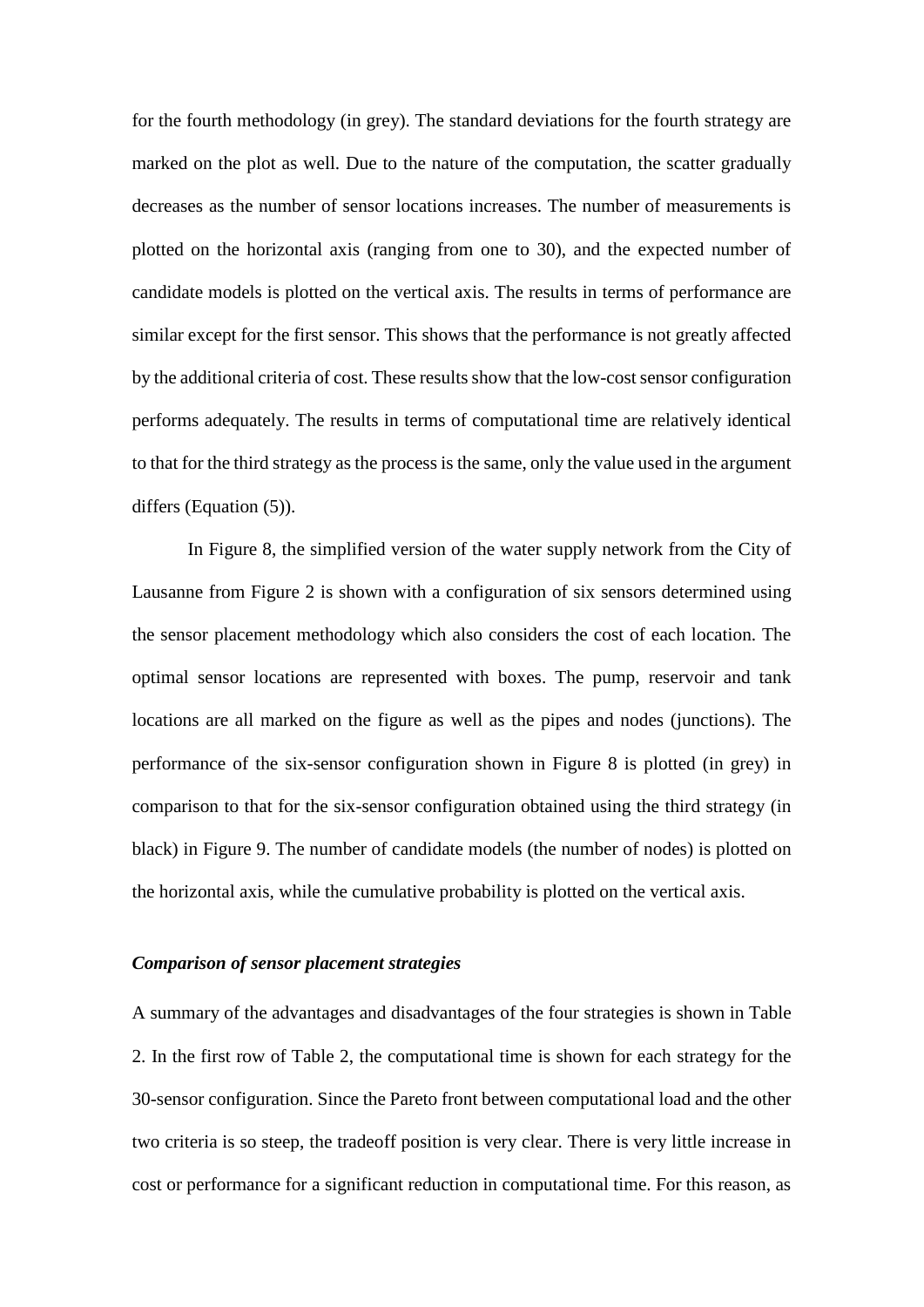for the fourth methodology (in grey). The standard deviations for the fourth strategy are marked on the plot as well. Due to the nature of the computation, the scatter gradually decreases as the number of sensor locations increases. The number of measurements is plotted on the horizontal axis (ranging from one to 30), and the expected number of candidate models is plotted on the vertical axis. The results in terms of performance are similar except for the first sensor. This shows that the performance is not greatly affected by the additional criteria of cost. These results show that the low-cost sensor configuration performs adequately. The results in terms of computational time are relatively identical to that for the third strategy as the process is the same, only the value used in the argument differs (Equation (5)).

In Figure 8, the simplified version of the water supply network from the City of Lausanne from Figure 2 is shown with a configuration of six sensors determined using the sensor placement methodology which also considers the cost of each location. The optimal sensor locations are represented with boxes. The pump, reservoir and tank locations are all marked on the figure as well as the pipes and nodes (junctions). The performance of the six-sensor configuration shown in Figure 8 is plotted (in grey) in comparison to that for the six-sensor configuration obtained using the third strategy (in black) in Figure 9. The number of candidate models (the number of nodes) is plotted on the horizontal axis, while the cumulative probability is plotted on the vertical axis.

### ***Comparison of sensor placement strategies***

A summary of the advantages and disadvantages of the four strategies is shown in Table 2. In the first row of Table 2, the computational time is shown for each strategy for the 30-sensor configuration. Since the Pareto front between computational load and the other two criteria is so steep, the tradeoff position is very clear. There is very little increase in cost or performance for a significant reduction in computational time. For this reason, as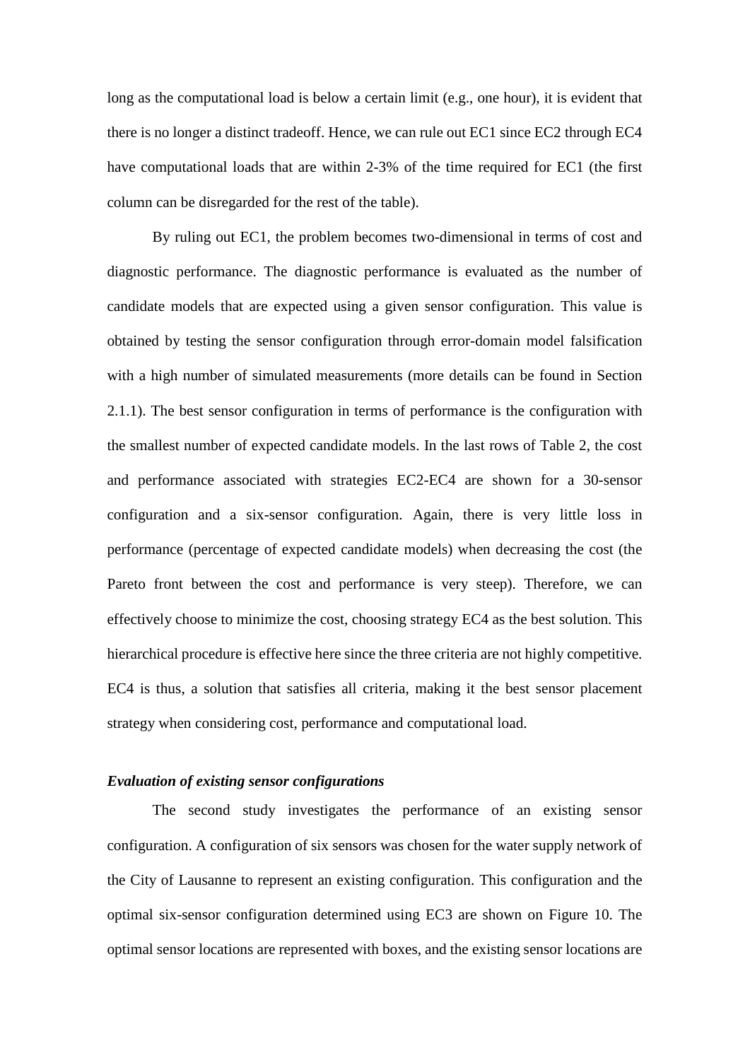long as the computational load is below a certain limit (e.g., one hour), it is evident that there is no longer a distinct tradeoff. Hence, we can rule out EC1 since EC2 through EC4 have computational loads that are within 2-3% of the time required for EC1 (the first column can be disregarded for the rest of the table).

By ruling out EC1, the problem becomes two-dimensional in terms of cost and diagnostic performance. The diagnostic performance is evaluated as the number of candidate models that are expected using a given sensor configuration. This value is obtained by testing the sensor configuration through error-domain model falsification with a high number of simulated measurements (more details can be found in Section 2.1.1). The best sensor configuration in terms of performance is the configuration with the smallest number of expected candidate models. In the last rows of Table 2, the cost and performance associated with strategies EC2-EC4 are shown for a 30-sensor configuration and a six-sensor configuration. Again, there is very little loss in performance (percentage of expected candidate models) when decreasing the cost (the Pareto front between the cost and performance is very steep). Therefore, we can effectively choose to minimize the cost, choosing strategy EC4 as the best solution. This hierarchical procedure is effective here since the three criteria are not highly competitive. EC4 is thus, a solution that satisfies all criteria, making it the best sensor placement strategy when considering cost, performance and computational load.

***Evaluation of existing sensor configurations***

The second study investigates the performance of an existing sensor configuration. A configuration of six sensors was chosen for the water supply network of the City of Lausanne to represent an existing configuration. This configuration and the optimal six-sensor configuration determined using EC3 are shown on Figure 10. The optimal sensor locations are represented with boxes, and the existing sensor locations are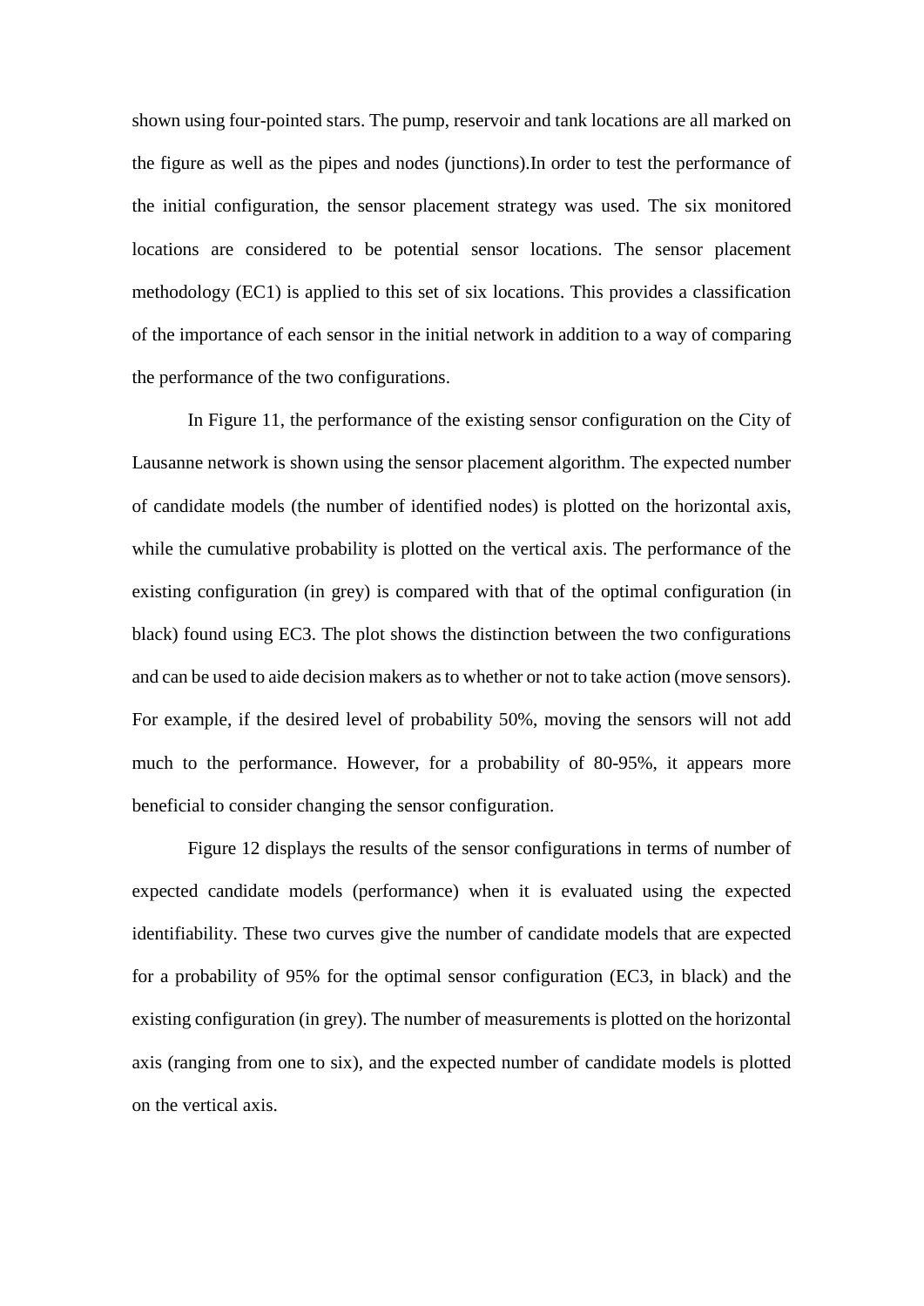shown using four-pointed stars. The pump, reservoir and tank locations are all marked on the figure as well as the pipes and nodes (junctions).In order to test the performance of the initial configuration, the sensor placement strategy was used. The six monitored locations are considered to be potential sensor locations. The sensor placement methodology (EC1) is applied to this set of six locations. This provides a classification of the importance of each sensor in the initial network in addition to a way of comparing the performance of the two configurations.

In Figure 11, the performance of the existing sensor configuration on the City of Lausanne network is shown using the sensor placement algorithm. The expected number of candidate models (the number of identified nodes) is plotted on the horizontal axis, while the cumulative probability is plotted on the vertical axis. The performance of the existing configuration (in grey) is compared with that of the optimal configuration (in black) found using EC3. The plot shows the distinction between the two configurations and can be used to aide decision makers as to whether or not to take action (move sensors). For example, if the desired level of probability 50%, moving the sensors will not add much to the performance. However, for a probability of 80-95%, it appears more beneficial to consider changing the sensor configuration.

Figure 12 displays the results of the sensor configurations in terms of number of expected candidate models (performance) when it is evaluated using the expected identifiability. These two curves give the number of candidate models that are expected for a probability of 95% for the optimal sensor configuration (EC3, in black) and the existing configuration (in grey). The number of measurements is plotted on the horizontal axis (ranging from one to six), and the expected number of candidate models is plotted on the vertical axis.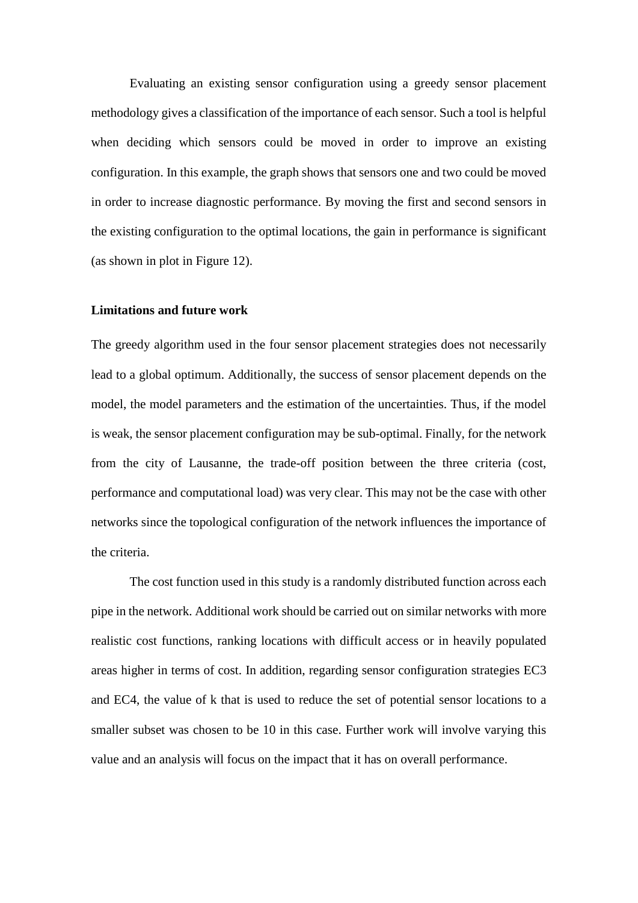Evaluating an existing sensor configuration using a greedy sensor placement methodology gives a classification of the importance of each sensor. Such a tool is helpful when deciding which sensors could be moved in order to improve an existing configuration. In this example, the graph shows that sensors one and two could be moved in order to increase diagnostic performance. By moving the first and second sensors in the existing configuration to the optimal locations, the gain in performance is significant (as shown in plot in Figure 12).

**Limitations and future work**

The greedy algorithm used in the four sensor placement strategies does not necessarily lead to a global optimum. Additionally, the success of sensor placement depends on the model, the model parameters and the estimation of the uncertainties. Thus, if the model is weak, the sensor placement configuration may be sub-optimal. Finally, for the network from the city of Lausanne, the trade-off position between the three criteria (cost, performance and computational load) was very clear. This may not be the case with other networks since the topological configuration of the network influences the importance of the criteria.

The cost function used in this study is a randomly distributed function across each pipe in the network. Additional work should be carried out on similar networks with more realistic cost functions, ranking locations with difficult access or in heavily populated areas higher in terms of cost. In addition, regarding sensor configuration strategies EC3 and EC4, the value of k that is used to reduce the set of potential sensor locations to a smaller subset was chosen to be 10 in this case. Further work will involve varying this value and an analysis will focus on the impact that it has on overall performance.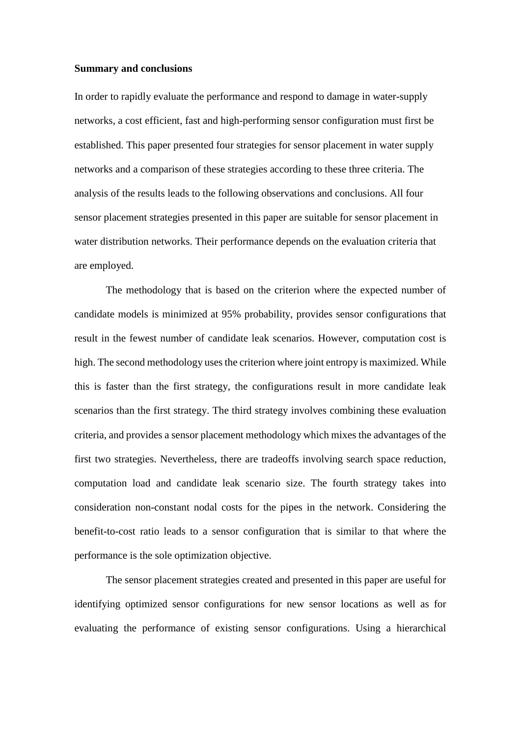**Summary and conclusions**

In order to rapidly evaluate the performance and respond to damage in water-supply networks, a cost efficient, fast and high-performing sensor configuration must first be established. This paper presented four strategies for sensor placement in water supply networks and a comparison of these strategies according to these three criteria. The analysis of the results leads to the following observations and conclusions. All four sensor placement strategies presented in this paper are suitable for sensor placement in water distribution networks. Their performance depends on the evaluation criteria that are employed.

The methodology that is based on the criterion where the expected number of candidate models is minimized at 95% probability, provides sensor configurations that result in the fewest number of candidate leak scenarios. However, computation cost is high. The second methodology uses the criterion where joint entropy is maximized. While this is faster than the first strategy, the configurations result in more candidate leak scenarios than the first strategy. The third strategy involves combining these evaluation criteria, and provides a sensor placement methodology which mixes the advantages of the first two strategies. Nevertheless, there are tradeoffs involving search space reduction, computation load and candidate leak scenario size. The fourth strategy takes into consideration non-constant nodal costs for the pipes in the network. Considering the benefit-to-cost ratio leads to a sensor configuration that is similar to that where the performance is the sole optimization objective.

The sensor placement strategies created and presented in this paper are useful for identifying optimized sensor configurations for new sensor locations as well as for evaluating the performance of existing sensor configurations. Using a hierarchical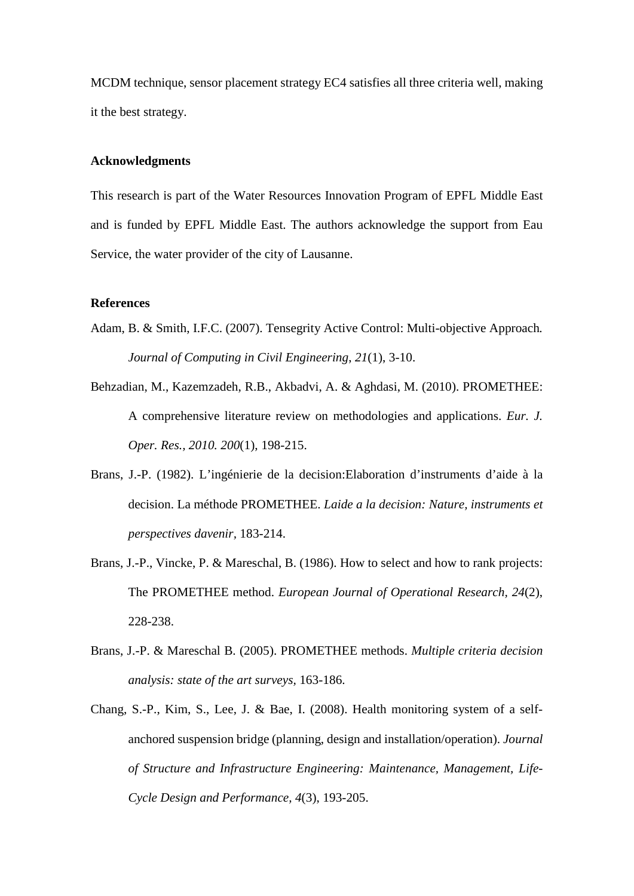MCDM technique, sensor placement strategy EC4 satisfies all three criteria well, making it the best strategy.

**Acknowledgments**

This research is part of the Water Resources Innovation Program of EPFL Middle East and is funded by EPFL Middle East. The authors acknowledge the support from Eau Service, the water provider of the city of Lausanne.

**References**

Adam, B. & Smith, I.F.C. (2007). Tensegrity Active Control: Multi-objective Approach. *Journal of Computing in Civil Engineering*, *21*(1), 3-10.

Behzadian, M., Kazemzadeh, R.B., Akbadvi, A. & Aghdasi, M. (2010). PROMETHEE: A comprehensive literature review on methodologies and applications. *Eur. J. Oper. Res., 2010. 200*(1), 198-215.

Brans, J.-P. (1982). L'ingénierie de la decision:Elaboration d'instruments d'aide à la decision. La méthode PROMETHEE. *Laide a la decision: Nature, instruments et perspectives davenir*, 183-214.

Brans, J.-P., Vincke, P. & Mareschal, B. (1986). How to select and how to rank projects: The PROMETHEE method. *European Journal of Operational Research, 24*(2), 228-238.

Brans, J.-P. & Mareschal B. (2005). PROMETHEE methods. *Multiple criteria decision analysis: state of the art surveys*, 163-186.

Chang, S.-P., Kim, S., Lee, J. & Bae, I. (2008). Health monitoring system of a self-anchored suspension bridge (planning, design and installation/operation). *Journal of Structure and Infrastructure Engineering: Maintenance, Management, Life-Cycle Design and Performance, 4*(3), 193-205.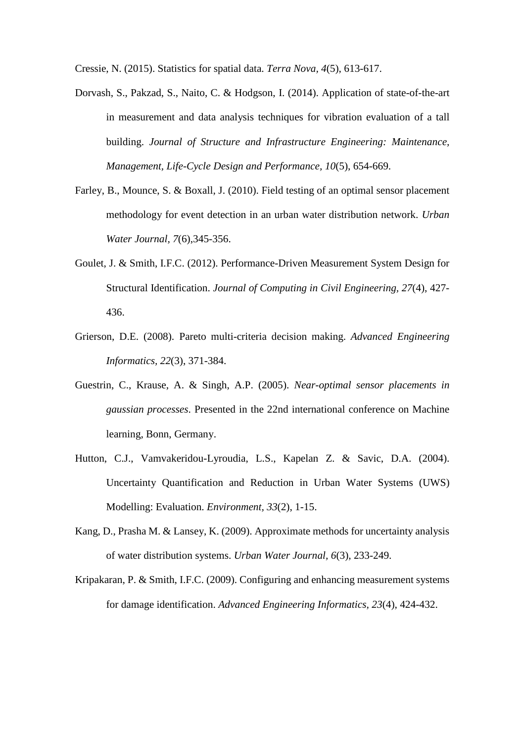Cressie, N. (2015). Statistics for spatial data. *Terra Nova*, *4*(5), 613-617.

Dorvash, S., Pakzad, S., Naito, C. & Hodgson, I. (2014). Application of state-of-the-art in measurement and data analysis techniques for vibration evaluation of a tall building. *Journal of Structure and Infrastructure Engineering: Maintenance, Management, Life-Cycle Design and Performance*, *10*(5), 654-669.

Farley, B., Mounce, S. & Boxall, J. (2010). Field testing of an optimal sensor placement methodology for event detection in an urban water distribution network. *Urban Water Journal*, *7*(6),345-356.

Goulet, J. & Smith, I.F.C. (2012). Performance-Driven Measurement System Design for Structural Identification. *Journal of Computing in Civil Engineering*, *27*(4), 427-436.

Grierson, D.E. (2008). Pareto multi-criteria decision making. *Advanced Engineering Informatics*, *22*(3), 371-384.

Guestrin, C., Krause, A. & Singh, A.P. (2005). *Near-optimal sensor placements in gaussian processes*. Presented in the 22nd international conference on Machine learning, Bonn, Germany.

Hutton, C.J., Vamvakeridou-Lyroudia, L.S., Kapelan Z. & Savic, D.A. (2004). Uncertainty Quantification and Reduction in Urban Water Systems (UWS) Modelling: Evaluation. *Environment*, *33*(2), 1-15.

Kang, D., Prasha M. & Lansey, K. (2009). Approximate methods for uncertainty analysis of water distribution systems. *Urban Water Journal*, *6*(3), 233-249.

Kripakaran, P. & Smith, I.F.C. (2009). Configuring and enhancing measurement systems for damage identification. *Advanced Engineering Informatics*, *23*(4), 424-432.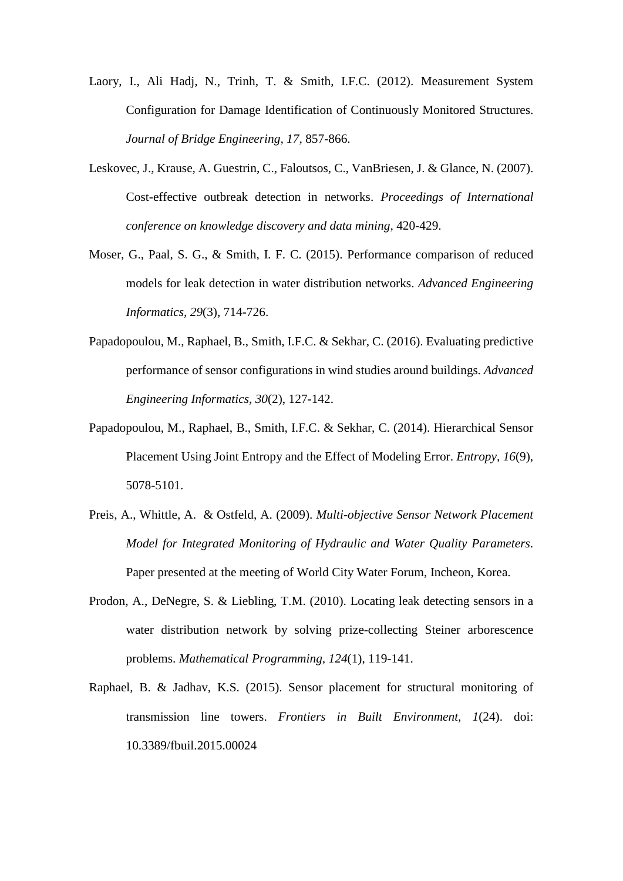Laory, I., Ali Hadj, N., Trinh, T. & Smith, I.F.C. (2012). Measurement System Configuration for Damage Identification of Continuously Monitored Structures. *Journal of Bridge Engineering, 17,* 857-866.

Leskovec, J., Krause, A. Guestrin, C., Faloutsos, C., VanBriesen, J. & Glance, N. (2007). Cost-effective outbreak detection in networks. *Proceedings of International conference on knowledge discovery and data mining*, 420-429.

Moser, G., Paal, S. G., & Smith, I. F. C. (2015). Performance comparison of reduced models for leak detection in water distribution networks. *Advanced Engineering Informatics, 29*(3), 714-726.

Papadopoulou, M., Raphael, B., Smith, I.F.C. & Sekhar, C. (2016). Evaluating predictive performance of sensor configurations in wind studies around buildings. *Advanced Engineering Informatics, 30*(2), 127-142.

Papadopoulou, M., Raphael, B., Smith, I.F.C. & Sekhar, C. (2014). Hierarchical Sensor Placement Using Joint Entropy and the Effect of Modeling Error. *Entropy, 16*(9), 5078-5101.

Preis, A., Whittle, A. & Ostfeld, A. (2009). *Multi-objective Sensor Network Placement Model for Integrated Monitoring of Hydraulic and Water Quality Parameters*. Paper presented at the meeting of World City Water Forum, Incheon, Korea.

Prodon, A., DeNegre, S. & Liebling, T.M. (2010). Locating leak detecting sensors in a water distribution network by solving prize-collecting Steiner arborescence problems. *Mathematical Programming*, *124*(1), 119-141.

Raphael, B. & Jadhav, K.S. (2015). Sensor placement for structural monitoring of transmission line towers. *Frontiers in Built Environment*, *1*(24). doi: 10.3389/fbuil.2015.00024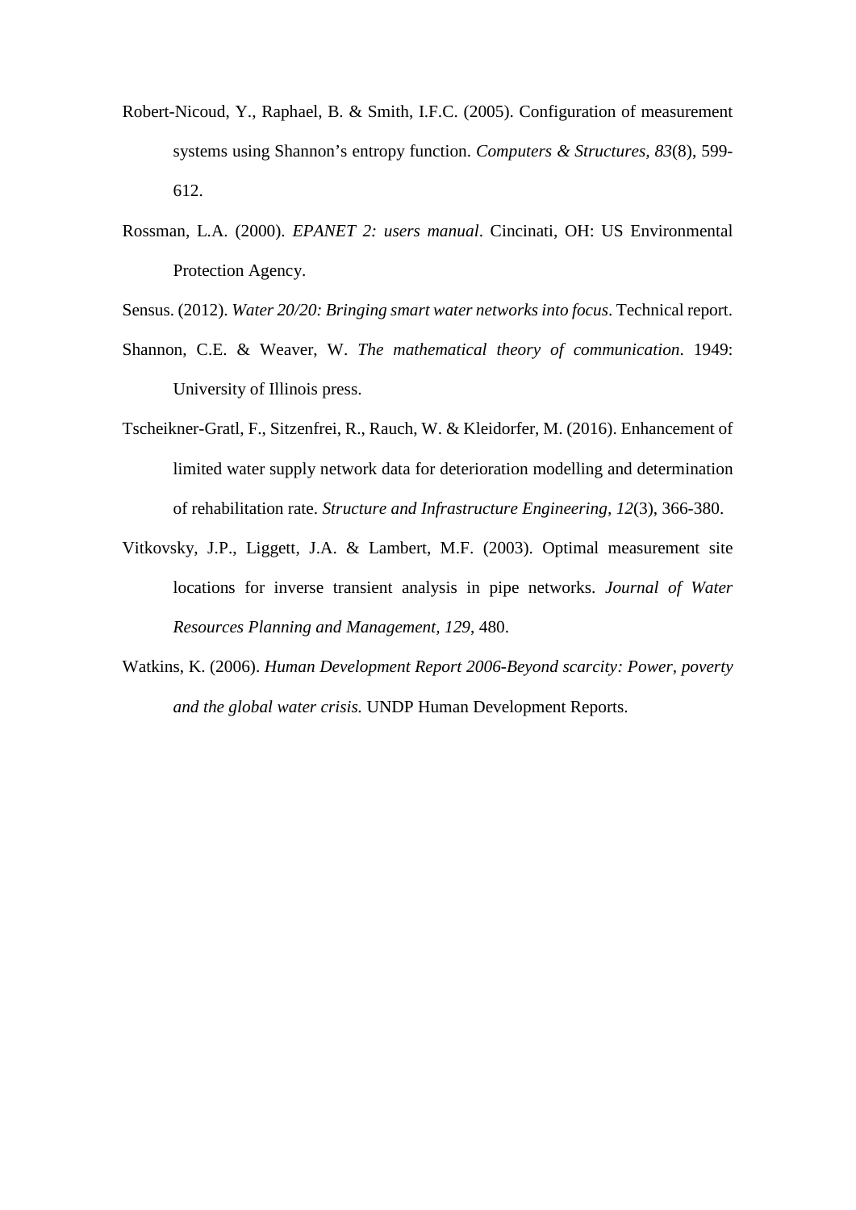Robert-Nicoud, Y., Raphael, B. & Smith, I.F.C. (2005). Configuration of measurement systems using Shannon's entropy function. *Computers & Structures, 83*(8), 599-612.

Rossman, L.A. (2000). *EPANET 2: users manual*. Cincinati, OH: US Environmental Protection Agency.

Sensus. (2012). *Water 20/20: Bringing smart water networks into focus*. Technical report.

Shannon, C.E. & Weaver, W. *The mathematical theory of communication*. 1949: University of Illinois press.

Tscheikner-Gratl, F., Sitzenfrei, R., Rauch, W. & Kleidorfer, M. (2016). Enhancement of limited water supply network data for deterioration modelling and determination of rehabilitation rate. *Structure and Infrastructure Engineering*, *12*(3), 366-380.

Vitkovsky, J.P., Liggett, J.A. & Lambert, M.F. (2003). Optimal measurement site locations for inverse transient analysis in pipe networks. *Journal of Water Resources Planning and Management*, *129*, 480.

Watkins, K. (2006). *Human Development Report 2006-Beyond scarcity: Power, poverty and the global water crisis.* UNDP Human Development Reports.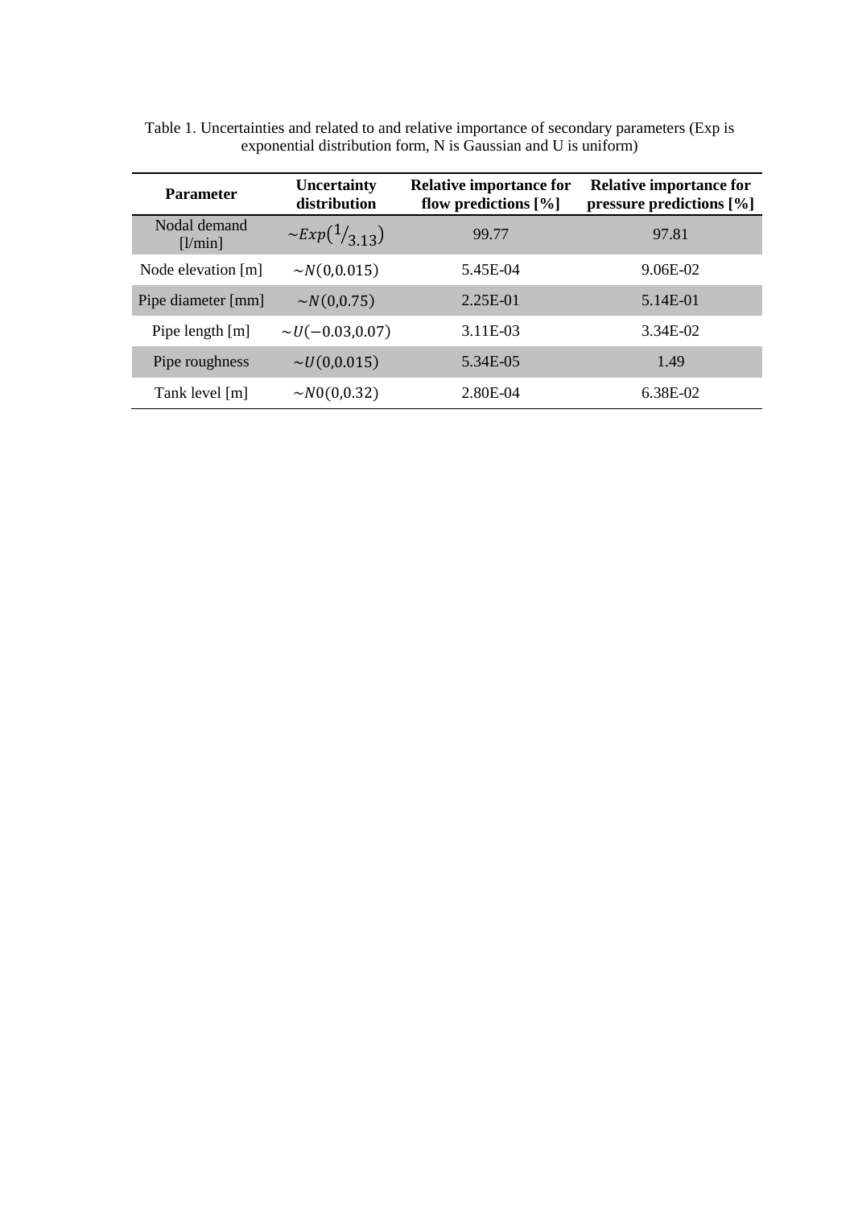Table 1. Uncertainties and related to and relative importance of secondary parameters (Exp is exponential distribution form, N is Gaussian and U is uniform)

| Parameter | Uncertainty distribution | Relative importance for flow predictions [%] | Relative importance for pressure predictions [%] |
|---|---|---|---|
| Nodal demand [l/min] | $\sim Exp(1/_{3.13})$ | 99.77 | 97.81 |
| Node elevation [m] | $\sim N(0,0.015)$ | 5.45E-04 | 9.06E-02 |
| Pipe diameter [mm] | $\sim N(0,0.75)$ | 2.25E-01 | 5.14E-01 |
| Pipe length [m] | $\sim U(-0.03,0.07)$ | 3.11E-03 | 3.34E-02 |
| Pipe roughness | $\sim U(0,0.015)$ | 5.34E-05 | 1.49 |
| Tank level [m] | $\sim N0(0,0.32)$ | 2.80E-04 | 6.38E-02 |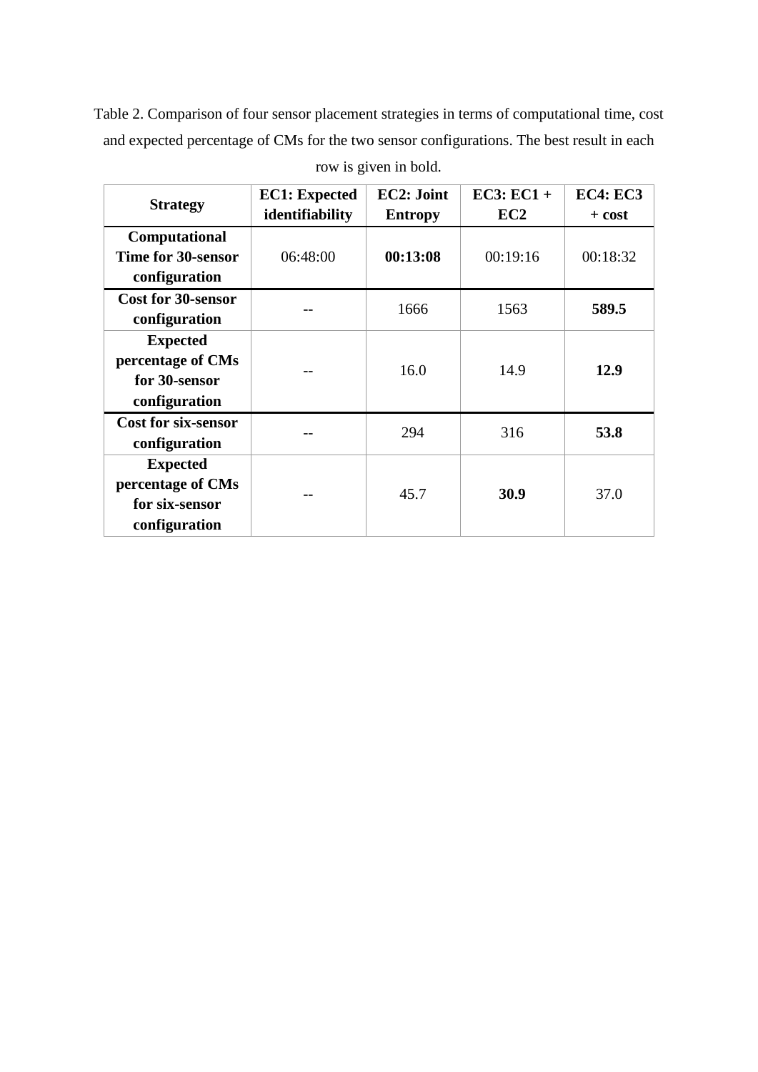Table 2. Comparison of four sensor placement strategies in terms of computational time, cost and expected percentage of CMs for the two sensor configurations. The best result in each row is given in bold.

| Strategy | EC1: Expected identifiability | EC2: Joint Entropy | EC3: EC1 + EC2 | EC4: EC3 + cost |
|---|---|---|---|---|
| **Computational Time for 30-sensor configuration** | 06:48:00 | **00:13:08** | 00:19:16 | 00:18:32 |
| **Cost for 30-sensor configuration** | -- | 1666 | 1563 | **589.5** |
| **Expected percentage of CMs for 30-sensor configuration** | -- | 16.0 | 14.9 | **12.9** |
| **Cost for six-sensor configuration** | -- | 294 | 316 | **53.8** |
| **Expected percentage of CMs for six-sensor configuration** | -- | 45.7 | **30.9** | 37.0 |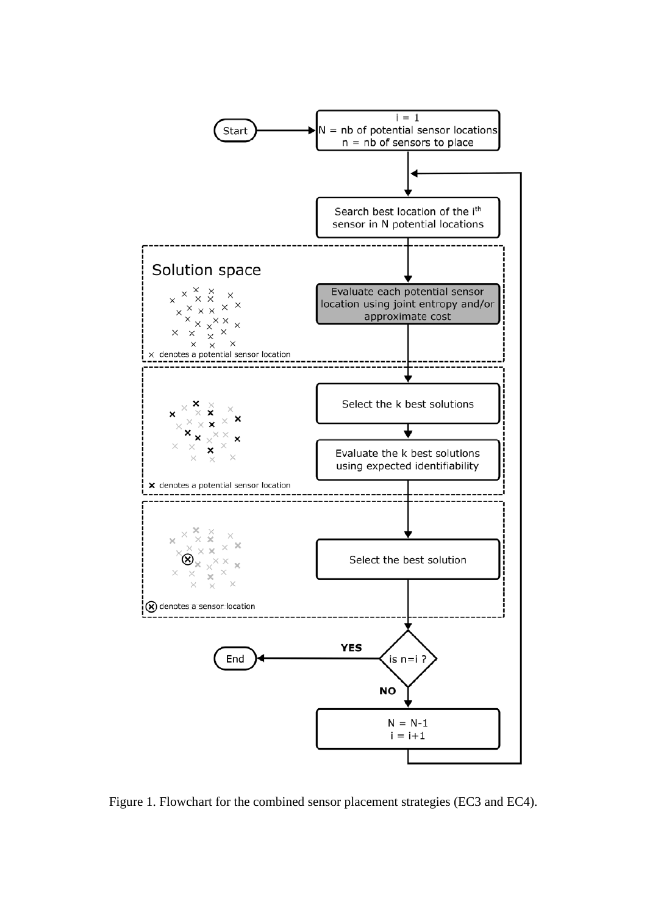Figure 1. Flowchart for the combined sensor placement strategies (EC3 and EC4).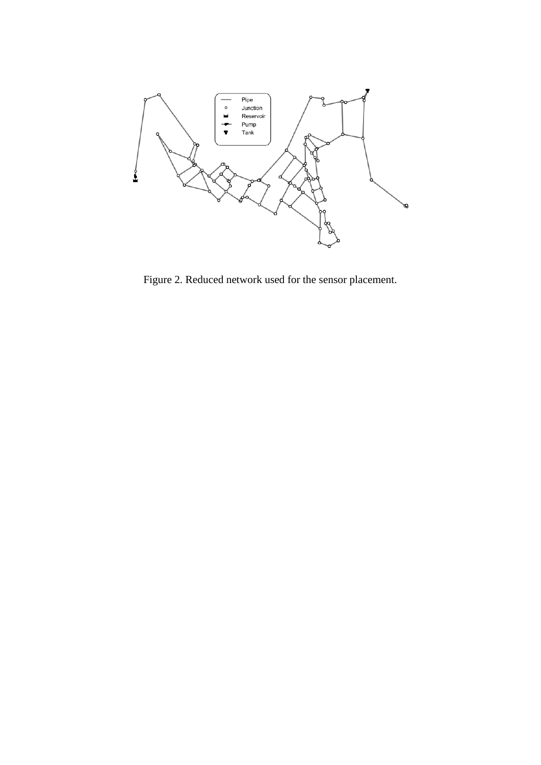Figure 2. Reduced network used for the sensor placement.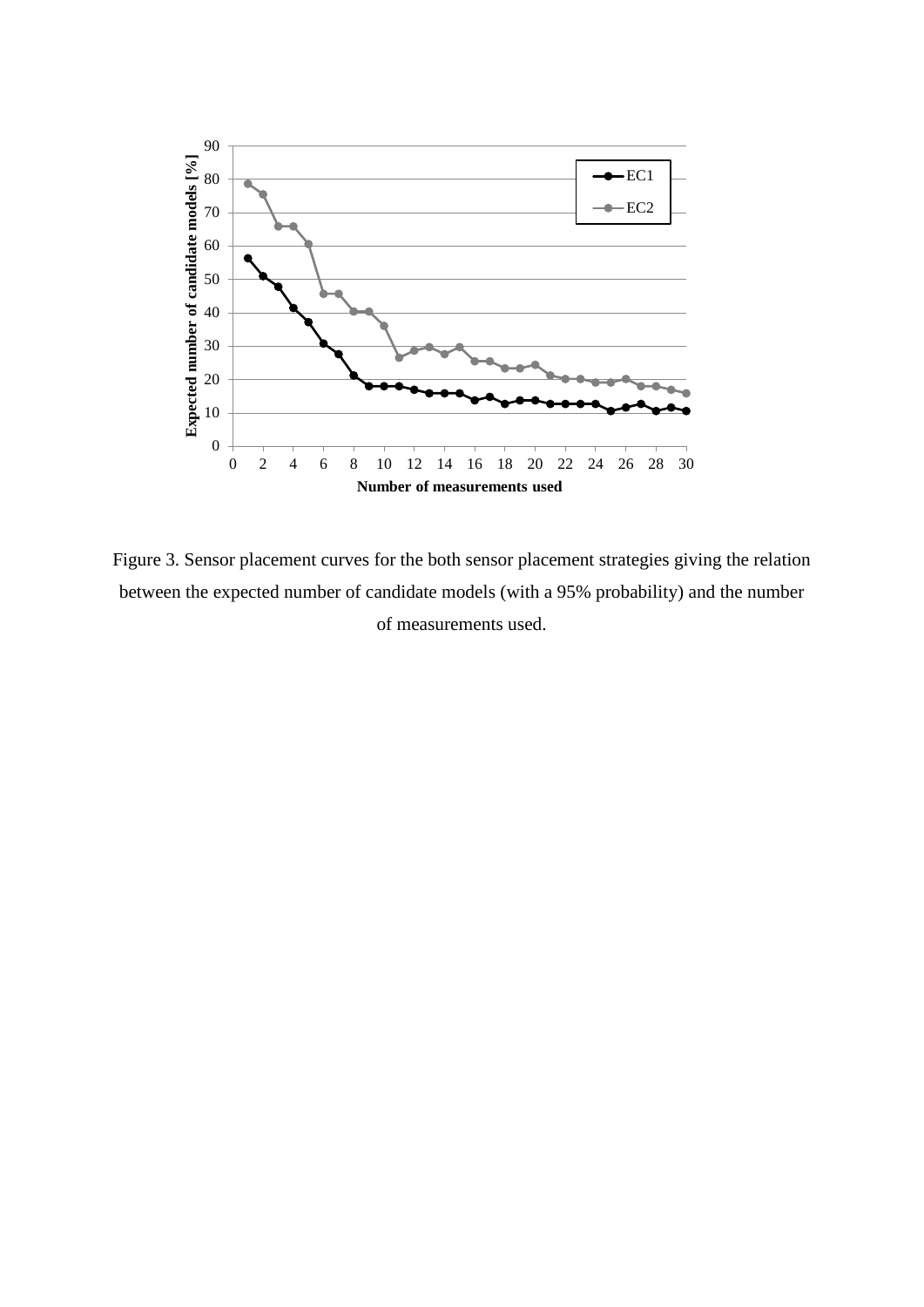Figure 3. Sensor placement curves for the both sensor placement strategies giving the relation between the expected number of candidate models (with a 95% probability) and the number of measurements used.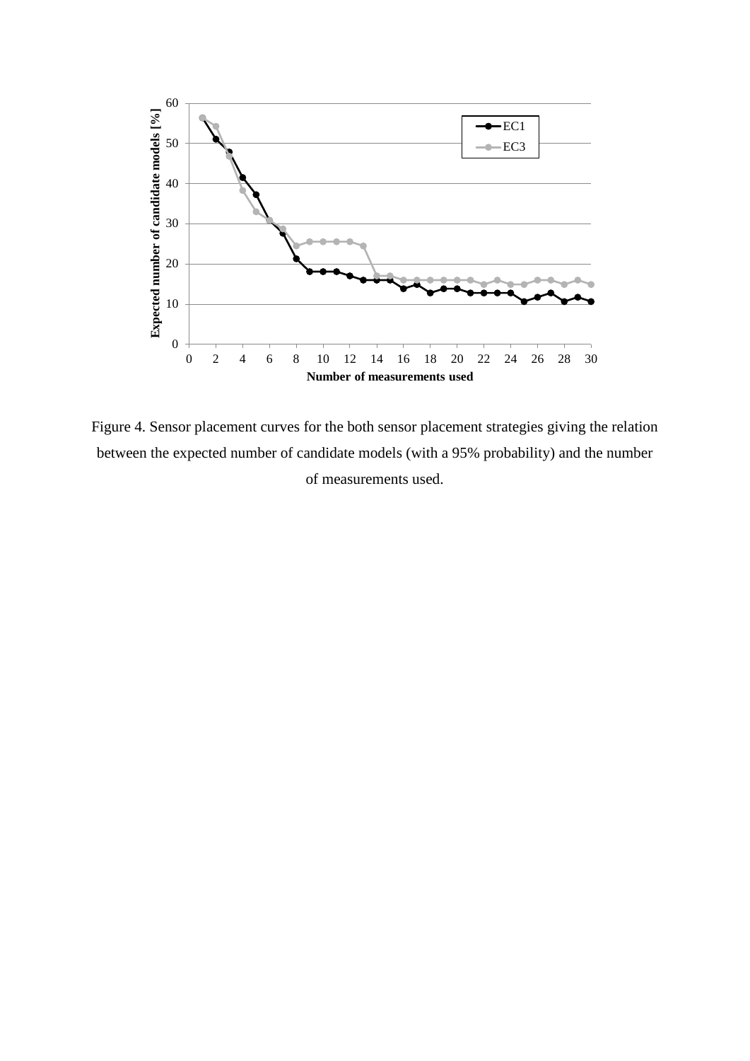Figure 4. Sensor placement curves for the both sensor placement strategies giving the relation between the expected number of candidate models (with a 95% probability) and the number of measurements used.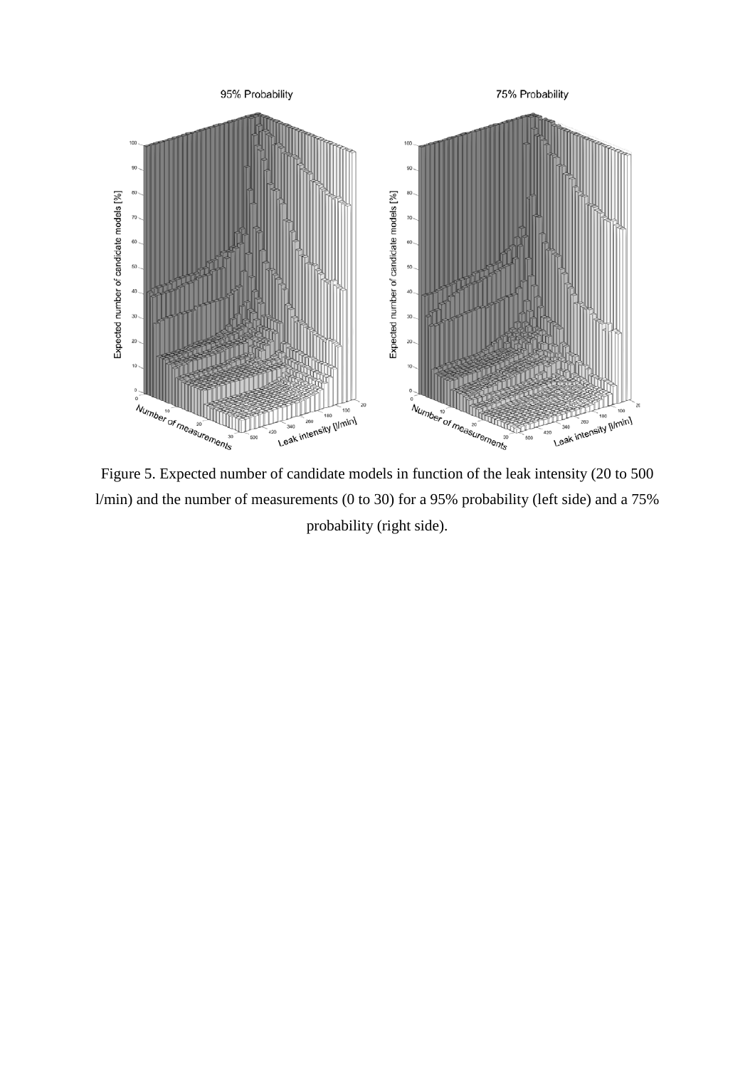Figure 5. Expected number of candidate models in function of the leak intensity (20 to 500 l/min) and the number of measurements (0 to 30) for a 95% probability (left side) and a 75% probability (right side).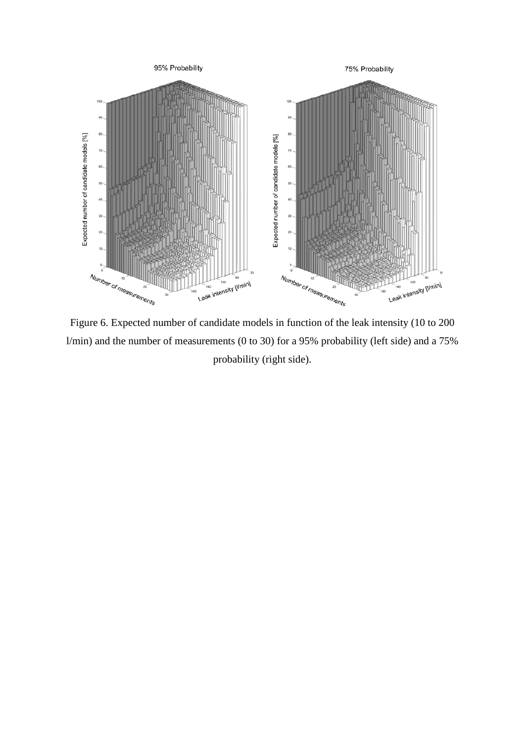Figure 6. Expected number of candidate models in function of the leak intensity (10 to 200 l/min) and the number of measurements (0 to 30) for a 95% probability (left side) and a 75% probability (right side).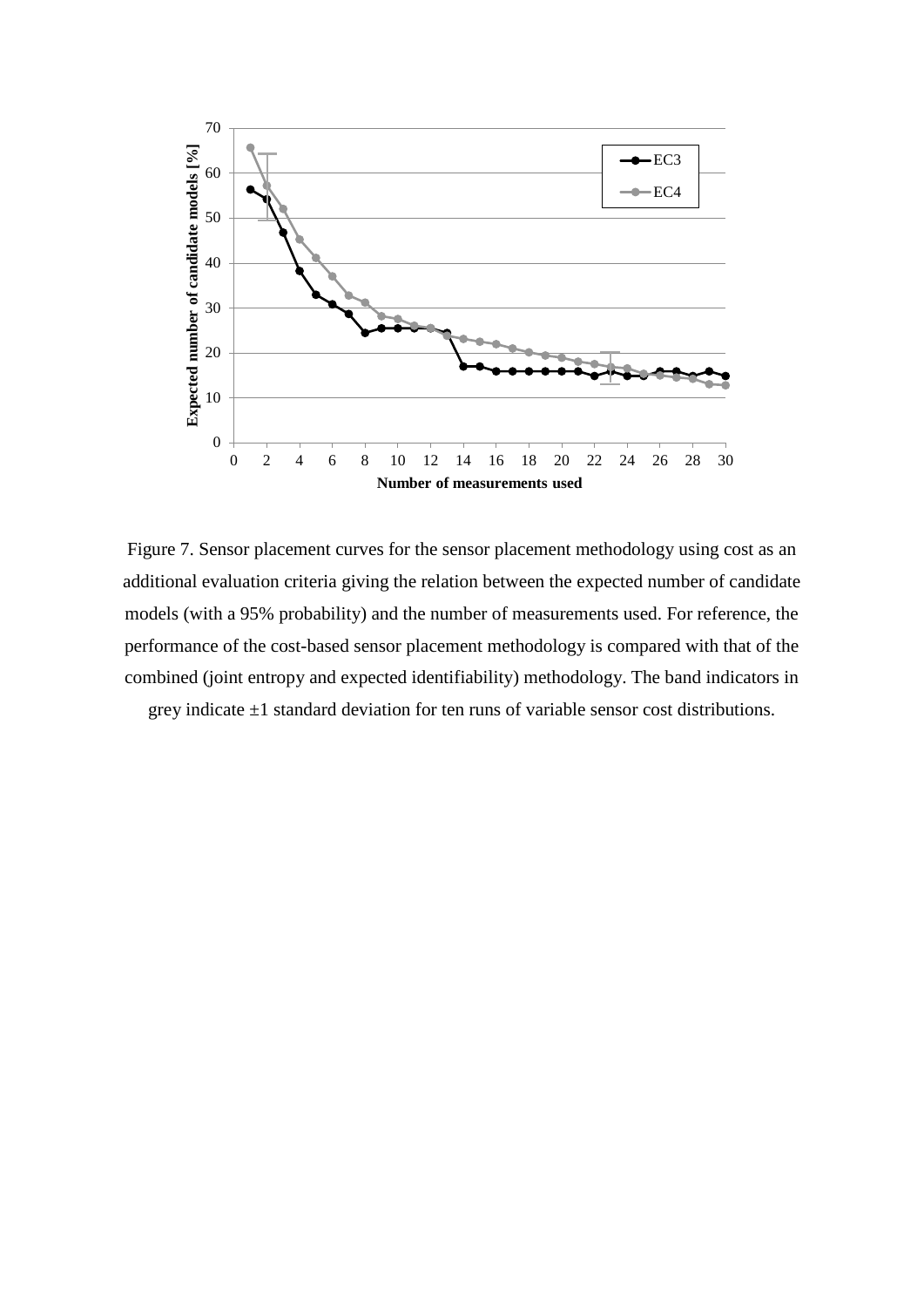Figure 7. Sensor placement curves for the sensor placement methodology using cost as an additional evaluation criteria giving the relation between the expected number of candidate models (with a 95% probability) and the number of measurements used. For reference, the performance of the cost-based sensor placement methodology is compared with that of the combined (joint entropy and expected identifiability) methodology. The band indicators in grey indicate ±1 standard deviation for ten runs of variable sensor cost distributions.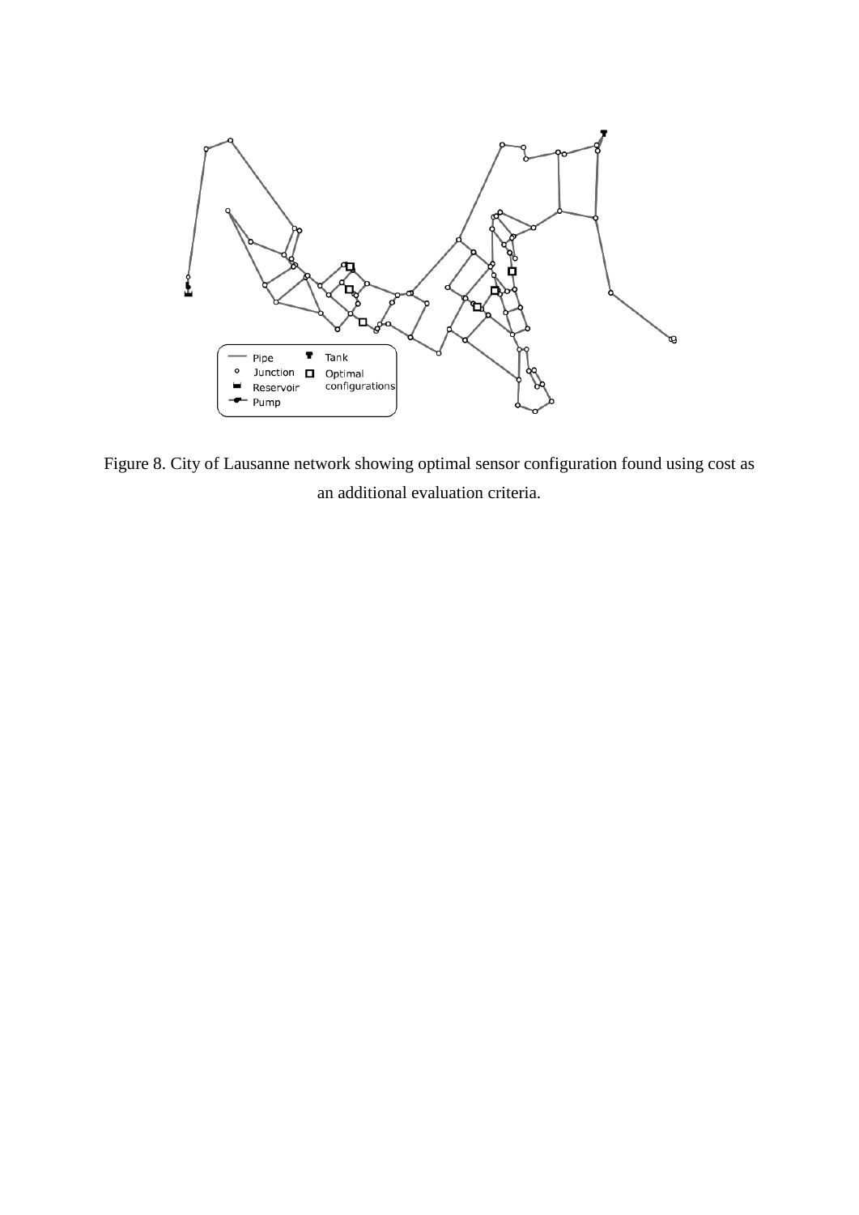Figure 8. City of Lausanne network showing optimal sensor configuration found using cost as an additional evaluation criteria.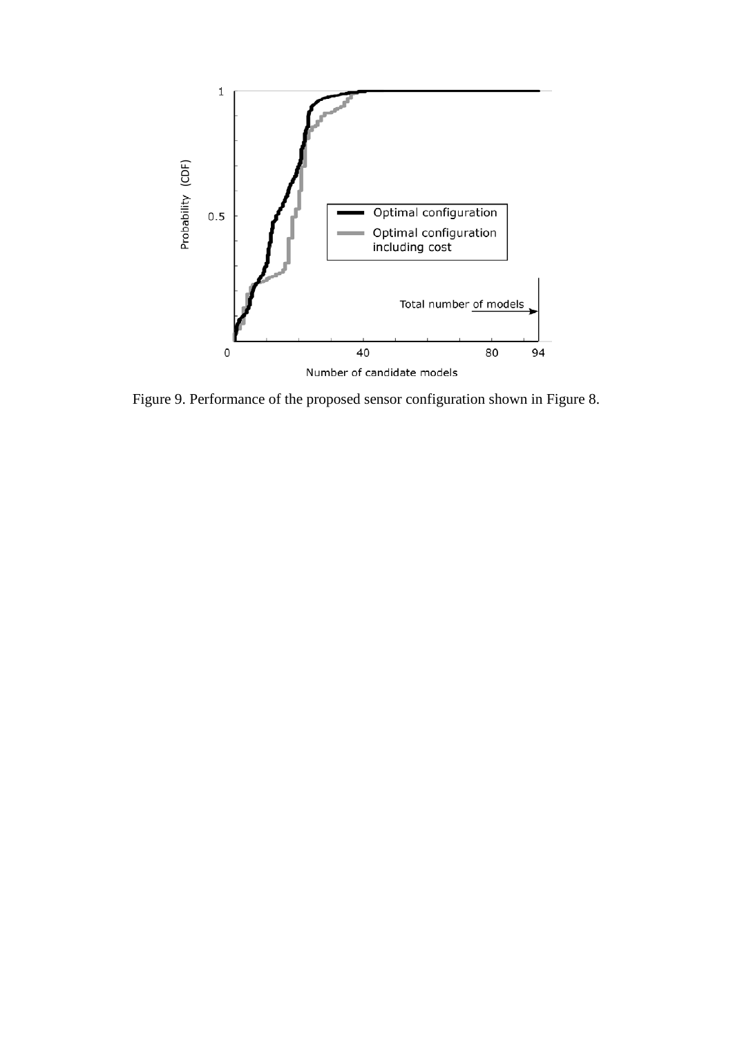Figure 9. Performance of the proposed sensor configuration shown in Figure 8.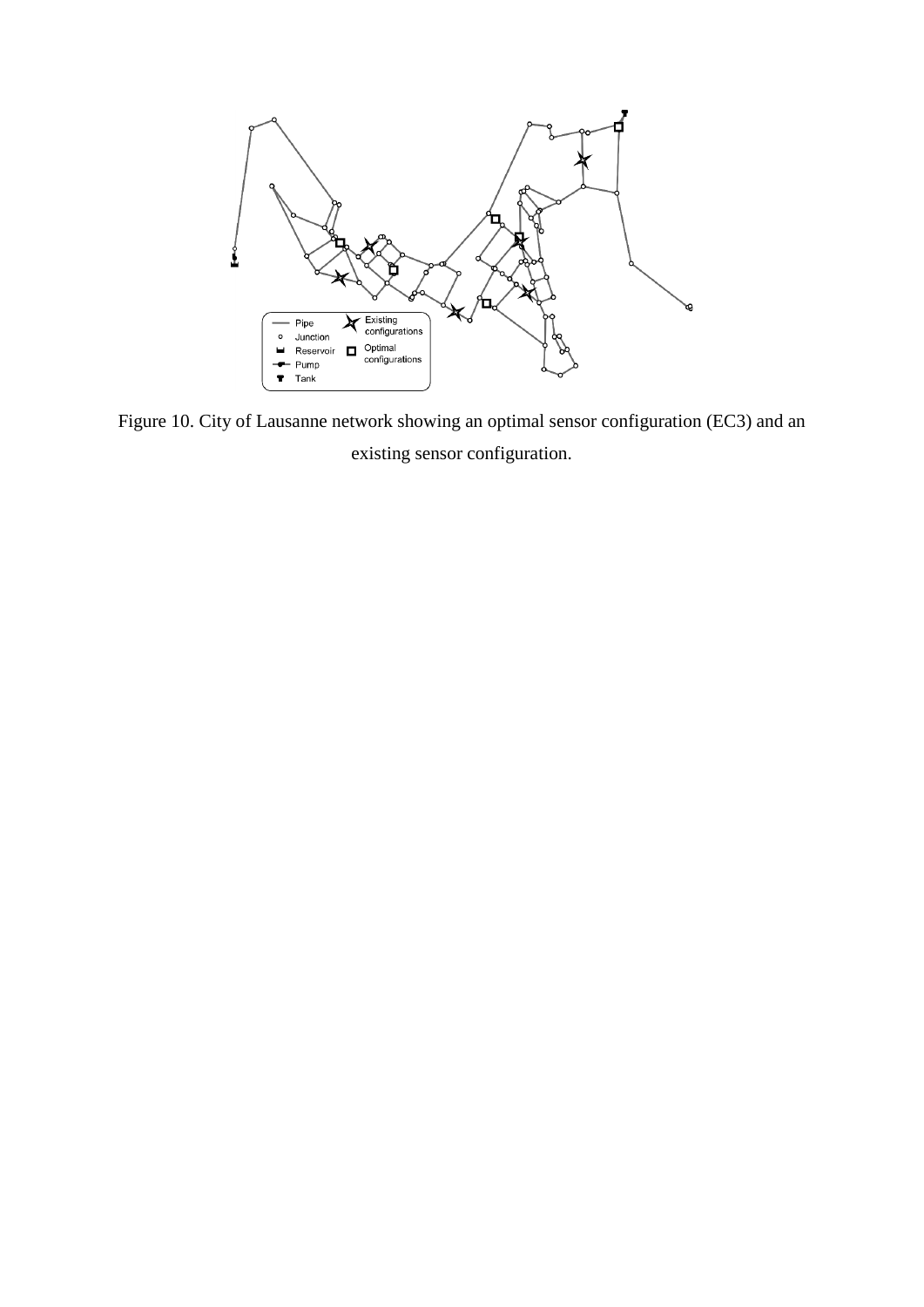Figure 10. City of Lausanne network showing an optimal sensor configuration (EC3) and an existing sensor configuration.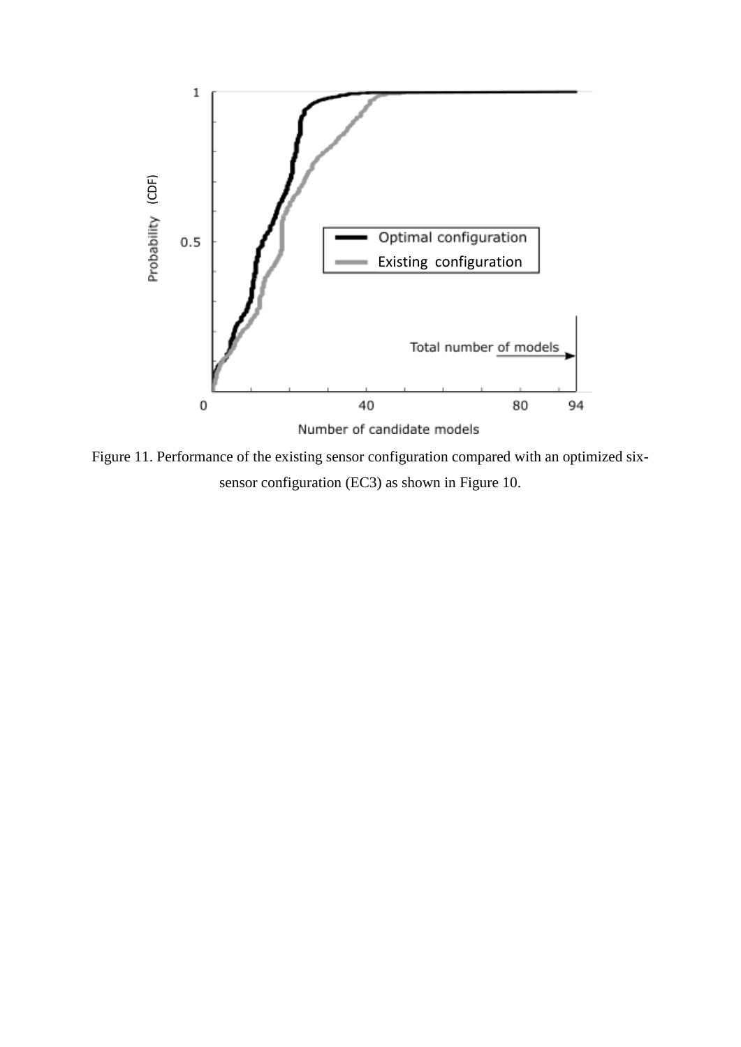Figure 11. Performance of the existing sensor configuration compared with an optimized six-sensor configuration (EC3) as shown in Figure 10.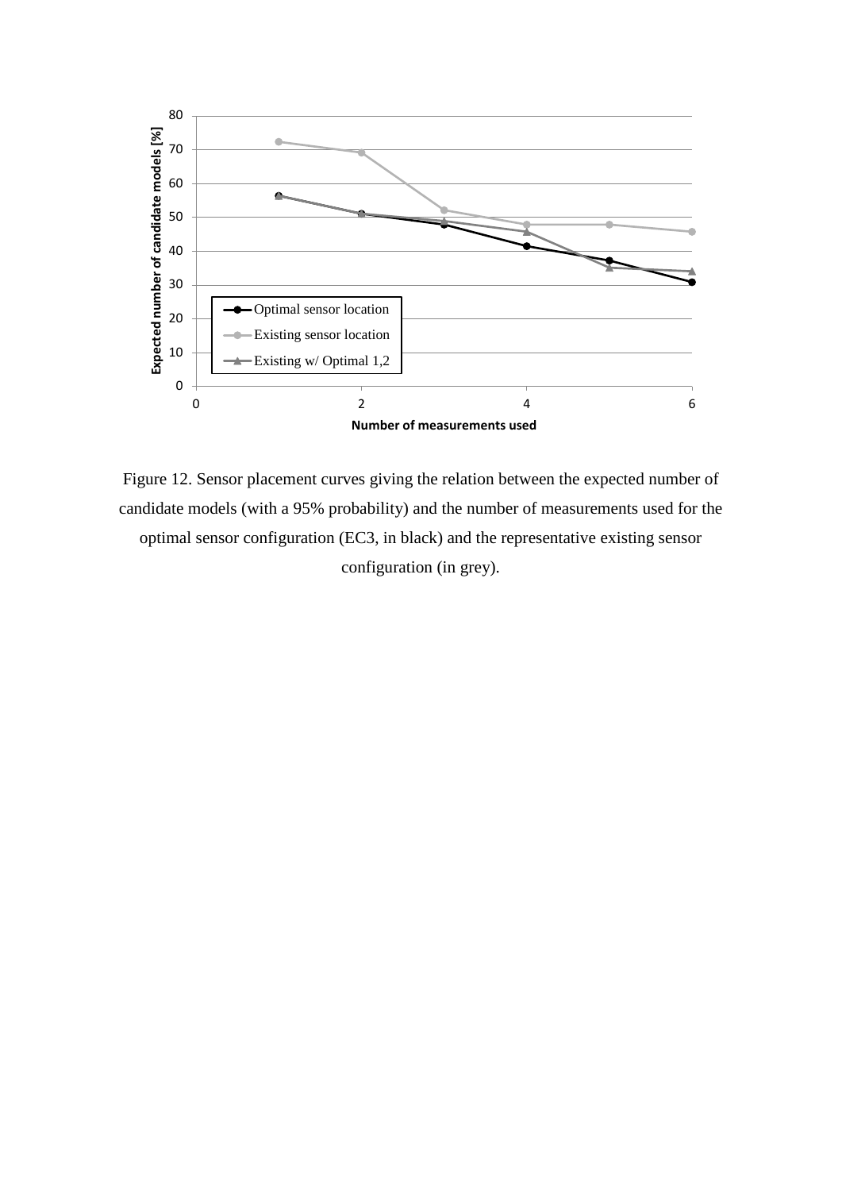80
70
60
50
40
30
20
10
0

Expected number of candidate models [%]

0
2
4
6

Number of measurements used

Optimal sensor location
Existing sensor location
Existing w/ Optimal 1,2

Figure 12. Sensor placement curves giving the relation between the expected number of candidate models (with a 95% probability) and the number of measurements used for the optimal sensor configuration (EC3, in black) and the representative existing sensor configuration (in grey).